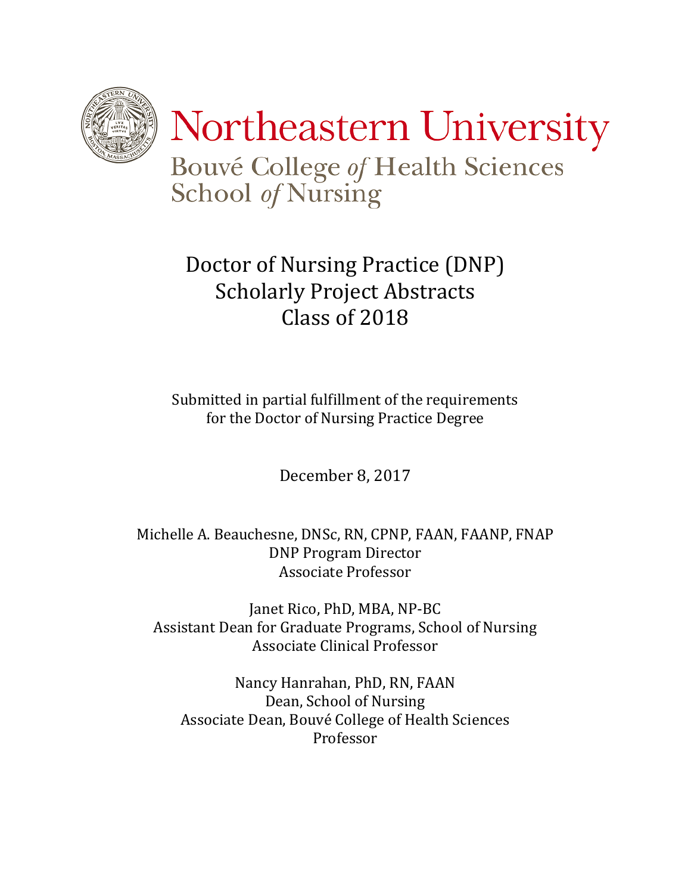# Northeastern University

Bouvé College *of* Health Sciences
School *of* Nursing

## Doctor of Nursing Practice (DNP)
## Scholarly Project Abstracts
## Class of 2018

Submitted in partial fulfillment of the requirements
for the Doctor of Nursing Practice Degree

December 8, 2017

Michelle A. Beauchesne, DNSc, RN, CPNP, FAAN, FAANP, FNAP
DNP Program Director
Associate Professor

Janet Rico, PhD, MBA, NP-BC
Assistant Dean for Graduate Programs, School of Nursing
Associate Clinical Professor

Nancy Hanrahan, PhD, RN, FAAN
Dean, School of Nursing
Associate Dean, Bouvé College of Health Sciences
Professor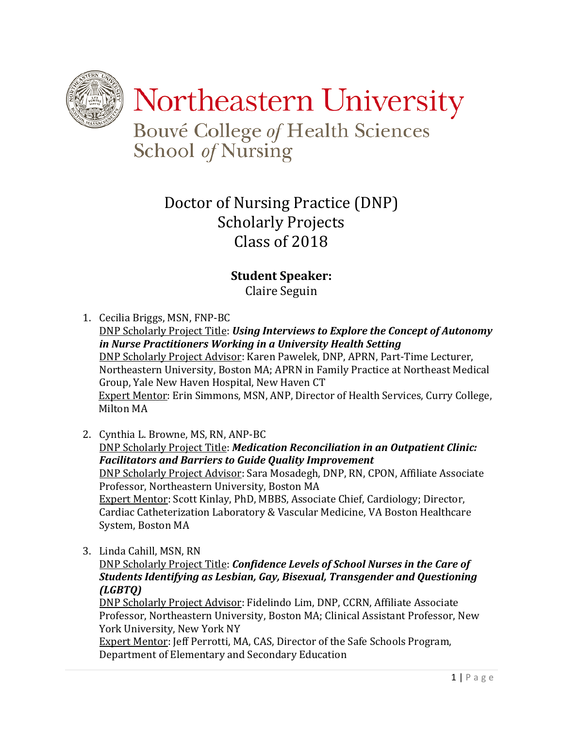# Northeastern University

## Bouvé College *of* Health Sciences School *of* Nursing

# Doctor of Nursing Practice (DNP) Scholarly Projects Class of 2018

**Student Speaker:**
Claire Seguin

1. Cecilia Briggs, MSN, FNP-BC
   DNP Scholarly Project Title: ***Using Interviews to Explore the Concept of Autonomy in Nurse Practitioners Working in a University Health Setting***
   DNP Scholarly Project Advisor: Karen Pawelek, DNP, APRN, Part-Time Lecturer, Northeastern University, Boston MA; APRN in Family Practice at Northeast Medical Group, Yale New Haven Hospital, New Haven CT
   Expert Mentor: Erin Simmons, MSN, ANP, Director of Health Services, Curry College, Milton MA

2. Cynthia L. Browne, MS, RN, ANP-BC
   DNP Scholarly Project Title: ***Medication Reconciliation in an Outpatient Clinic: Facilitators and Barriers to Guide Quality Improvement***
   DNP Scholarly Project Advisor: Sara Mosadegh, DNP, RN, CPON, Affiliate Associate Professor, Northeastern University, Boston MA
   Expert Mentor: Scott Kinlay, PhD, MBBS, Associate Chief, Cardiology; Director, Cardiac Catheterization Laboratory & Vascular Medicine, VA Boston Healthcare System, Boston MA

3. Linda Cahill, MSN, RN
   DNP Scholarly Project Title: ***Confidence Levels of School Nurses in the Care of Students Identifying as Lesbian, Gay, Bisexual, Transgender and Questioning (LGBTQ)***
   DNP Scholarly Project Advisor: Fidelindo Lim, DNP, CCRN, Affiliate Associate Professor, Northeastern University, Boston MA; Clinical Assistant Professor, New York University, New York NY
   Expert Mentor: Jeff Perrotti, MA, CAS, Director of the Safe Schools Program, Department of Elementary and Secondary Education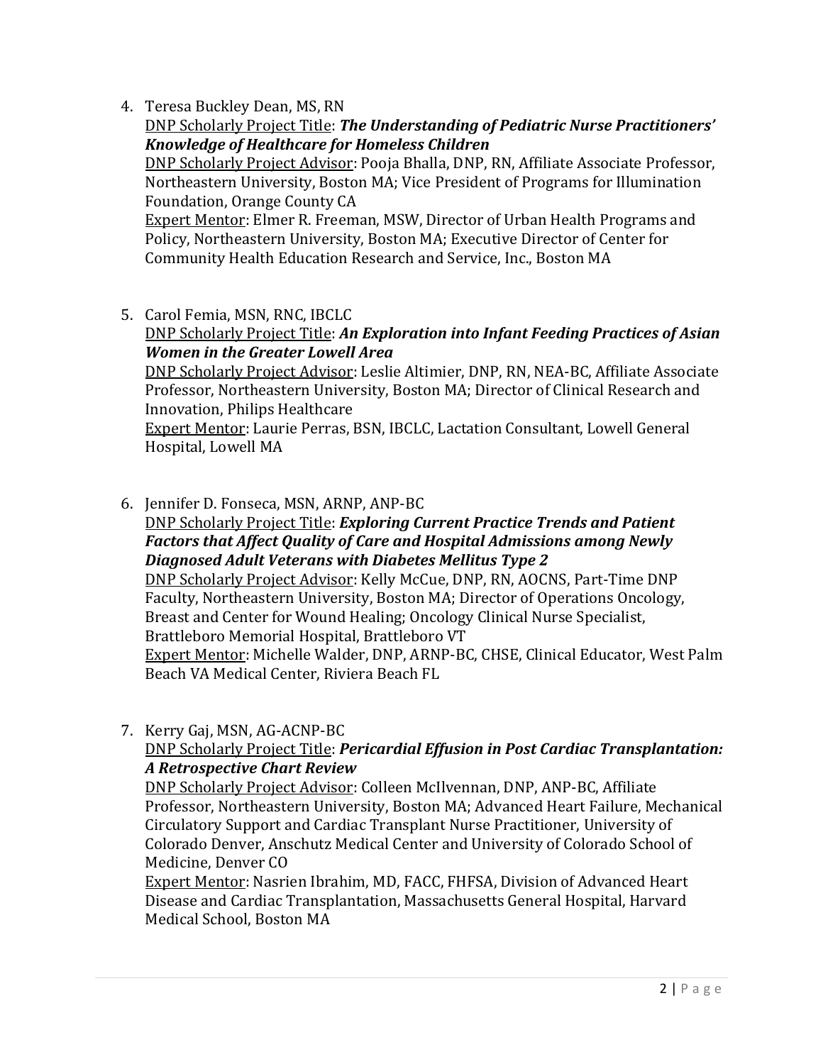4. Teresa Buckley Dean, MS, RN
   <u>DNP Scholarly Project Title</u>: ***The Understanding of Pediatric Nurse Practitioners' Knowledge of Healthcare for Homeless Children***
   <u>DNP Scholarly Project Advisor</u>: Pooja Bhalla, DNP, RN, Affiliate Associate Professor, Northeastern University, Boston MA; Vice President of Programs for Illumination Foundation, Orange County CA
   <u>Expert Mentor</u>: Elmer R. Freeman, MSW, Director of Urban Health Programs and Policy, Northeastern University, Boston MA; Executive Director of Center for Community Health Education Research and Service, Inc., Boston MA

5. Carol Femia, MSN, RNC, IBCLC
   <u>DNP Scholarly Project Title</u>: ***An Exploration into Infant Feeding Practices of Asian Women in the Greater Lowell Area***
   <u>DNP Scholarly Project Advisor</u>: Leslie Altimier, DNP, RN, NEA-BC, Affiliate Associate Professor, Northeastern University, Boston MA; Director of Clinical Research and Innovation, Philips Healthcare
   <u>Expert Mentor</u>: Laurie Perras, BSN, IBCLC, Lactation Consultant, Lowell General Hospital, Lowell MA

6. Jennifer D. Fonseca, MSN, ARNP, ANP-BC
   <u>DNP Scholarly Project Title</u>: ***Exploring Current Practice Trends and Patient Factors that Affect Quality of Care and Hospital Admissions among Newly Diagnosed Adult Veterans with Diabetes Mellitus Type 2***
   <u>DNP Scholarly Project Advisor</u>: Kelly McCue, DNP, RN, AOCNS, Part-Time DNP Faculty, Northeastern University, Boston MA; Director of Operations Oncology, Breast and Center for Wound Healing; Oncology Clinical Nurse Specialist, Brattleboro Memorial Hospital, Brattleboro VT
   <u>Expert Mentor</u>: Michelle Walder, DNP, ARNP-BC, CHSE, Clinical Educator, West Palm Beach VA Medical Center, Riviera Beach FL

7. Kerry Gaj, MSN, AG-ACNP-BC
   <u>DNP Scholarly Project Title</u>: ***Pericardial Effusion in Post Cardiac Transplantation: A Retrospective Chart Review***
   <u>DNP Scholarly Project Advisor</u>: Colleen McIlvennan, DNP, ANP-BC, Affiliate Professor, Northeastern University, Boston MA; Advanced Heart Failure, Mechanical Circulatory Support and Cardiac Transplant Nurse Practitioner, University of Colorado Denver, Anschutz Medical Center and University of Colorado School of Medicine, Denver CO
   <u>Expert Mentor</u>: Nasrien Ibrahim, MD, FACC, FHFSA, Division of Advanced Heart Disease and Cardiac Transplantation, Massachusetts General Hospital, Harvard Medical School, Boston MA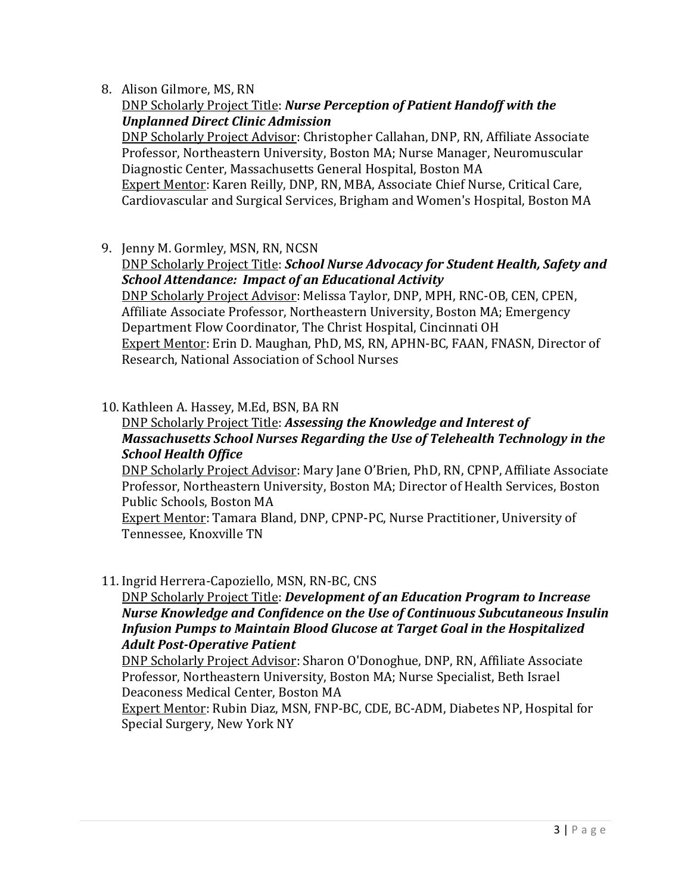8. Alison Gilmore, MS, RN
   DNP Scholarly Project Title: ***Nurse Perception of Patient Handoff with the Unplanned Direct Clinic Admission***
   DNP Scholarly Project Advisor: Christopher Callahan, DNP, RN, Affiliate Associate Professor, Northeastern University, Boston MA; Nurse Manager, Neuromuscular Diagnostic Center, Massachusetts General Hospital, Boston MA
   Expert Mentor: Karen Reilly, DNP, RN, MBA, Associate Chief Nurse, Critical Care, Cardiovascular and Surgical Services, Brigham and Women's Hospital, Boston MA

9. Jenny M. Gormley, MSN, RN, NCSN
   DNP Scholarly Project Title: ***School Nurse Advocacy for Student Health, Safety and School Attendance: Impact of an Educational Activity***
   DNP Scholarly Project Advisor: Melissa Taylor, DNP, MPH, RNC-OB, CEN, CPEN, Affiliate Associate Professor, Northeastern University, Boston MA; Emergency Department Flow Coordinator, The Christ Hospital, Cincinnati OH
   Expert Mentor: Erin D. Maughan, PhD, MS, RN, APHN-BC, FAAN, FNASN, Director of Research, National Association of School Nurses

10. Kathleen A. Hassey, M.Ed, BSN, BA RN
    DNP Scholarly Project Title: ***Assessing the Knowledge and Interest of Massachusetts School Nurses Regarding the Use of Telehealth Technology in the School Health Office***
    DNP Scholarly Project Advisor: Mary Jane O'Brien, PhD, RN, CPNP, Affiliate Associate Professor, Northeastern University, Boston MA; Director of Health Services, Boston Public Schools, Boston MA
    Expert Mentor: Tamara Bland, DNP, CPNP-PC, Nurse Practitioner, University of Tennessee, Knoxville TN

11. Ingrid Herrera-Capoziello, MSN, RN-BC, CNS
    DNP Scholarly Project Title: ***Development of an Education Program to Increase Nurse Knowledge and Confidence on the Use of Continuous Subcutaneous Insulin Infusion Pumps to Maintain Blood Glucose at Target Goal in the Hospitalized Adult Post-Operative Patient***
    DNP Scholarly Project Advisor: Sharon O'Donoghue, DNP, RN, Affiliate Associate Professor, Northeastern University, Boston MA; Nurse Specialist, Beth Israel Deaconess Medical Center, Boston MA
    Expert Mentor: Rubin Diaz, MSN, FNP-BC, CDE, BC-ADM, Diabetes NP, Hospital for Special Surgery, New York NY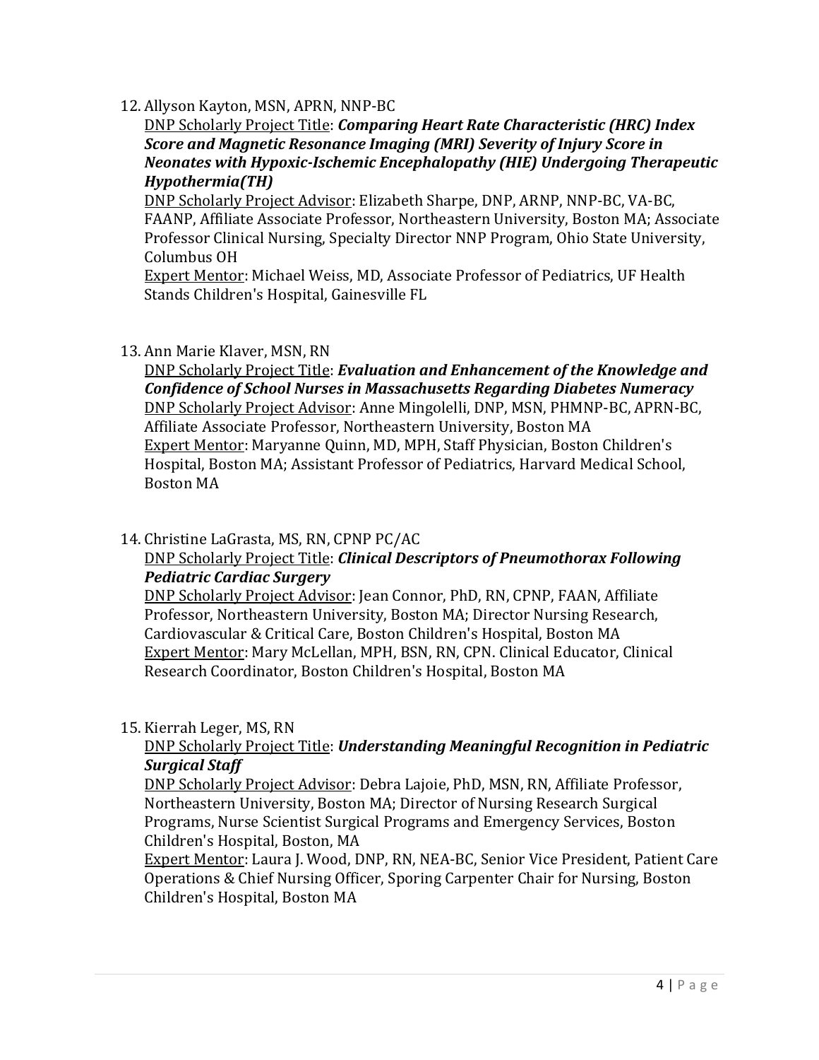12. Allyson Kayton, MSN, APRN, NNP-BC
    DNP Scholarly Project Title: ***Comparing Heart Rate Characteristic (HRC) Index Score and Magnetic Resonance Imaging (MRI) Severity of Injury Score in Neonates with Hypoxic-Ischemic Encephalopathy (HIE) Undergoing Therapeutic Hypothermia(TH)***
    DNP Scholarly Project Advisor: Elizabeth Sharpe, DNP, ARNP, NNP-BC, VA-BC, FAANP, Affiliate Associate Professor, Northeastern University, Boston MA; Associate Professor Clinical Nursing, Specialty Director NNP Program, Ohio State University, Columbus OH
    Expert Mentor: Michael Weiss, MD, Associate Professor of Pediatrics, UF Health Stands Children's Hospital, Gainesville FL

13. Ann Marie Klaver, MSN, RN
    DNP Scholarly Project Title: ***Evaluation and Enhancement of the Knowledge and Confidence of School Nurses in Massachusetts Regarding Diabetes Numeracy***
    DNP Scholarly Project Advisor: Anne Mingolelli, DNP, MSN, PHMNP-BC, APRN-BC, Affiliate Associate Professor, Northeastern University, Boston MA
    Expert Mentor: Maryanne Quinn, MD, MPH, Staff Physician, Boston Children's Hospital, Boston MA; Assistant Professor of Pediatrics, Harvard Medical School, Boston MA

14. Christine LaGrasta, MS, RN, CPNP PC/AC
    DNP Scholarly Project Title: ***Clinical Descriptors of Pneumothorax Following Pediatric Cardiac Surgery***
    DNP Scholarly Project Advisor: Jean Connor, PhD, RN, CPNP, FAAN, Affiliate Professor, Northeastern University, Boston MA; Director Nursing Research, Cardiovascular & Critical Care, Boston Children's Hospital, Boston MA
    Expert Mentor: Mary McLellan, MPH, BSN, RN, CPN. Clinical Educator, Clinical Research Coordinator, Boston Children's Hospital, Boston MA

15. Kierrah Leger, MS, RN
    DNP Scholarly Project Title: ***Understanding Meaningful Recognition in Pediatric Surgical Staff***
    DNP Scholarly Project Advisor: Debra Lajoie, PhD, MSN, RN, Affiliate Professor, Northeastern University, Boston MA; Director of Nursing Research Surgical Programs, Nurse Scientist Surgical Programs and Emergency Services, Boston Children's Hospital, Boston, MA
    Expert Mentor: Laura J. Wood, DNP, RN, NEA-BC, Senior Vice President, Patient Care Operations & Chief Nursing Officer, Sporing Carpenter Chair for Nursing, Boston Children's Hospital, Boston MA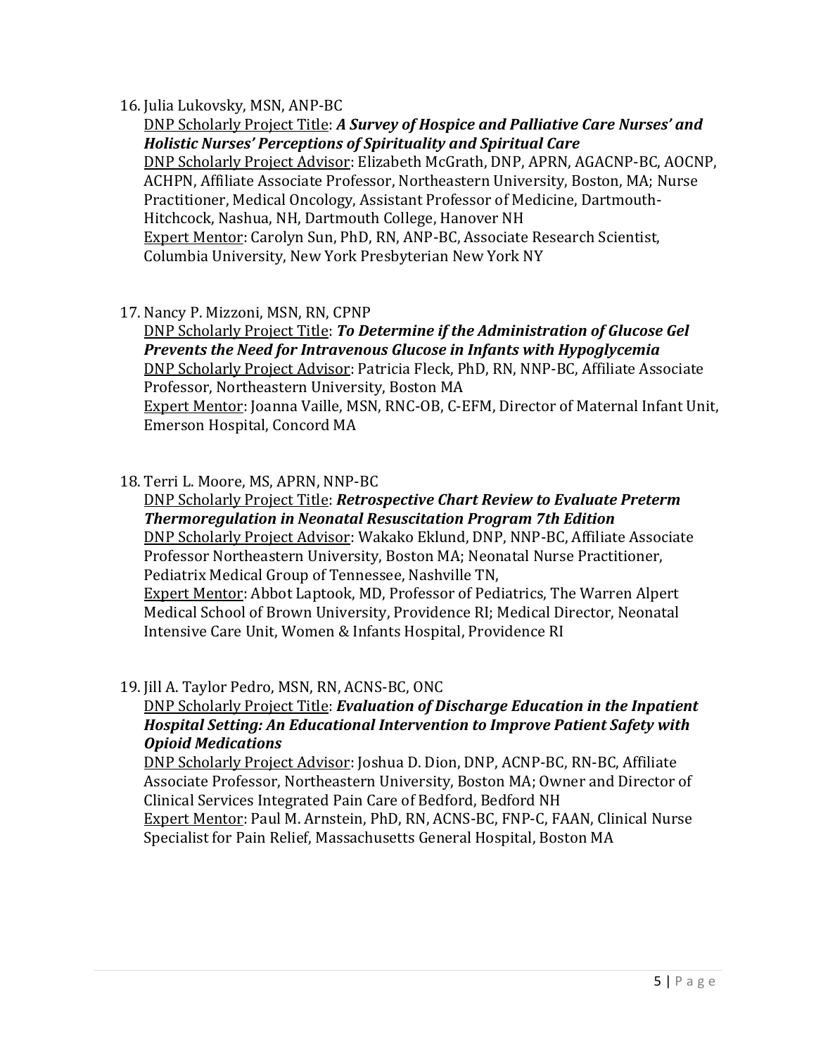16. Julia Lukovsky, MSN, ANP-BC
    DNP Scholarly Project Title: ***A Survey of Hospice and Palliative Care Nurses' and Holistic Nurses' Perceptions of Spirituality and Spiritual Care***
    DNP Scholarly Project Advisor: Elizabeth McGrath, DNP, APRN, AGACNP-BC, AOCNP, ACHPN, Affiliate Associate Professor, Northeastern University, Boston, MA; Nurse Practitioner, Medical Oncology, Assistant Professor of Medicine, Dartmouth-Hitchcock, Nashua, NH, Dartmouth College, Hanover NH
    Expert Mentor: Carolyn Sun, PhD, RN, ANP-BC, Associate Research Scientist, Columbia University, New York Presbyterian New York NY

17. Nancy P. Mizzoni, MSN, RN, CPNP
    DNP Scholarly Project Title: ***To Determine if the Administration of Glucose Gel Prevents the Need for Intravenous Glucose in Infants with Hypoglycemia***
    DNP Scholarly Project Advisor: Patricia Fleck, PhD, RN, NNP-BC, Affiliate Associate Professor, Northeastern University, Boston MA
    Expert Mentor: Joanna Vaille, MSN, RNC-OB, C-EFM, Director of Maternal Infant Unit, Emerson Hospital, Concord MA

18. Terri L. Moore, MS, APRN, NNP-BC
    DNP Scholarly Project Title: ***Retrospective Chart Review to Evaluate Preterm Thermoregulation in Neonatal Resuscitation Program 7th Edition***
    DNP Scholarly Project Advisor: Wakako Eklund, DNP, NNP-BC, Affiliate Associate Professor Northeastern University, Boston MA; Neonatal Nurse Practitioner, Pediatrix Medical Group of Tennessee, Nashville TN,
    Expert Mentor: Abbot Laptook, MD, Professor of Pediatrics, The Warren Alpert Medical School of Brown University, Providence RI; Medical Director, Neonatal Intensive Care Unit, Women & Infants Hospital, Providence RI

19. Jill A. Taylor Pedro, MSN, RN, ACNS-BC, ONC
    DNP Scholarly Project Title: ***Evaluation of Discharge Education in the Inpatient Hospital Setting: An Educational Intervention to Improve Patient Safety with Opioid Medications***
    DNP Scholarly Project Advisor: Joshua D. Dion, DNP, ACNP-BC, RN-BC, Affiliate Associate Professor, Northeastern University, Boston MA; Owner and Director of Clinical Services Integrated Pain Care of Bedford, Bedford NH
    Expert Mentor: Paul M. Arnstein, PhD, RN, ACNS-BC, FNP-C, FAAN, Clinical Nurse Specialist for Pain Relief, Massachusetts General Hospital, Boston MA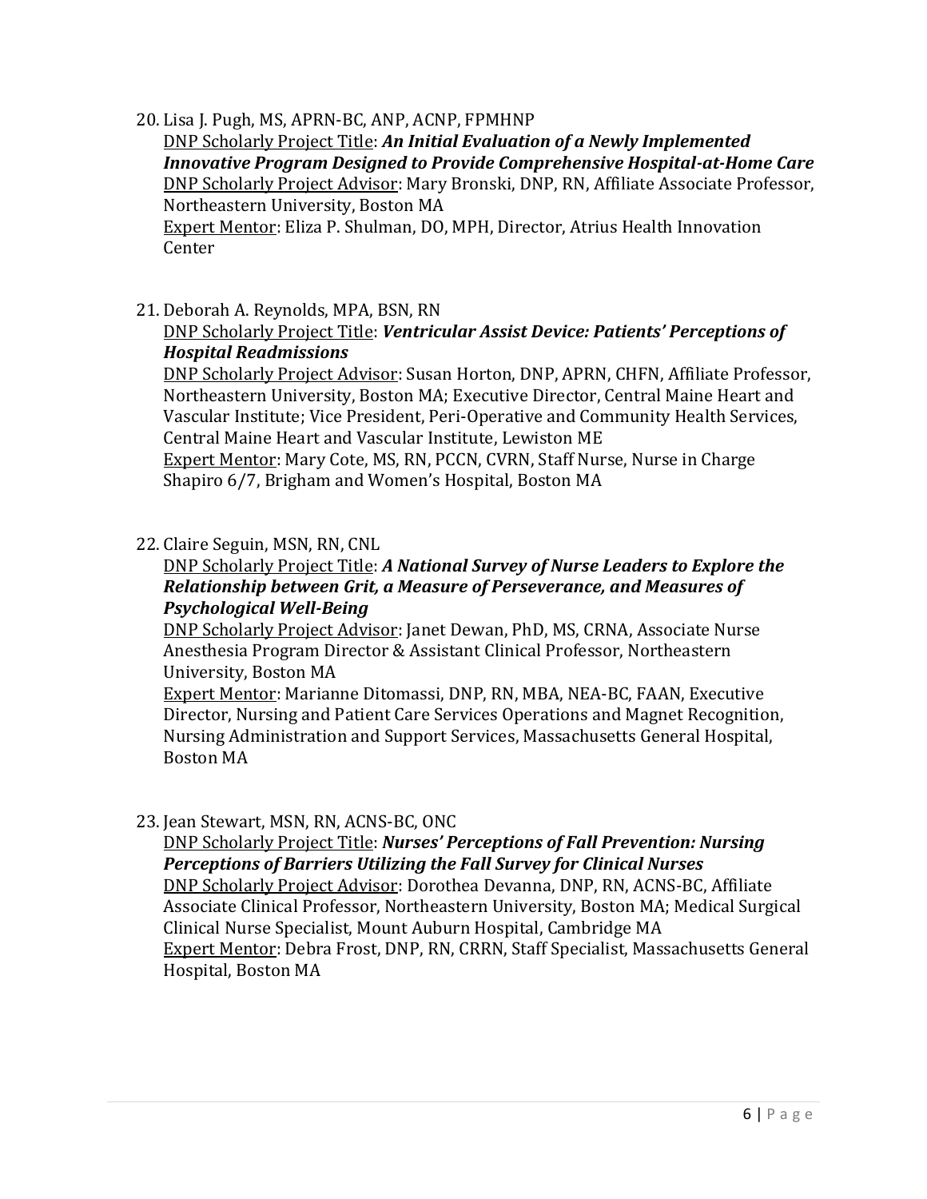20. Lisa J. Pugh, MS, APRN-BC, ANP, ACNP, FPMHNP
    DNP Scholarly Project Title: ***An Initial Evaluation of a Newly Implemented Innovative Program Designed to Provide Comprehensive Hospital-at-Home Care***
    DNP Scholarly Project Advisor: Mary Bronski, DNP, RN, Affiliate Associate Professor, Northeastern University, Boston MA
    Expert Mentor: Eliza P. Shulman, DO, MPH, Director, Atrius Health Innovation Center

21. Deborah A. Reynolds, MPA, BSN, RN
    DNP Scholarly Project Title: ***Ventricular Assist Device: Patients' Perceptions of Hospital Readmissions***
    DNP Scholarly Project Advisor: Susan Horton, DNP, APRN, CHFN, Affiliate Professor, Northeastern University, Boston MA; Executive Director, Central Maine Heart and Vascular Institute; Vice President, Peri-Operative and Community Health Services, Central Maine Heart and Vascular Institute, Lewiston ME
    Expert Mentor: Mary Cote, MS, RN, PCCN, CVRN, Staff Nurse, Nurse in Charge Shapiro 6/7, Brigham and Women's Hospital, Boston MA

22. Claire Seguin, MSN, RN, CNL
    DNP Scholarly Project Title: ***A National Survey of Nurse Leaders to Explore the Relationship between Grit, a Measure of Perseverance, and Measures of Psychological Well-Being***
    DNP Scholarly Project Advisor: Janet Dewan, PhD, MS, CRNA, Associate Nurse Anesthesia Program Director & Assistant Clinical Professor, Northeastern University, Boston MA
    Expert Mentor: Marianne Ditomassi, DNP, RN, MBA, NEA-BC, FAAN, Executive Director, Nursing and Patient Care Services Operations and Magnet Recognition, Nursing Administration and Support Services, Massachusetts General Hospital, Boston MA

23. Jean Stewart, MSN, RN, ACNS-BC, ONC
    DNP Scholarly Project Title: ***Nurses' Perceptions of Fall Prevention: Nursing Perceptions of Barriers Utilizing the Fall Survey for Clinical Nurses***
    DNP Scholarly Project Advisor: Dorothea Devanna, DNP, RN, ACNS-BC, Affiliate Associate Clinical Professor, Northeastern University, Boston MA; Medical Surgical Clinical Nurse Specialist, Mount Auburn Hospital, Cambridge MA
    Expert Mentor: Debra Frost, DNP, RN, CRRN, Staff Specialist, Massachusetts General Hospital, Boston MA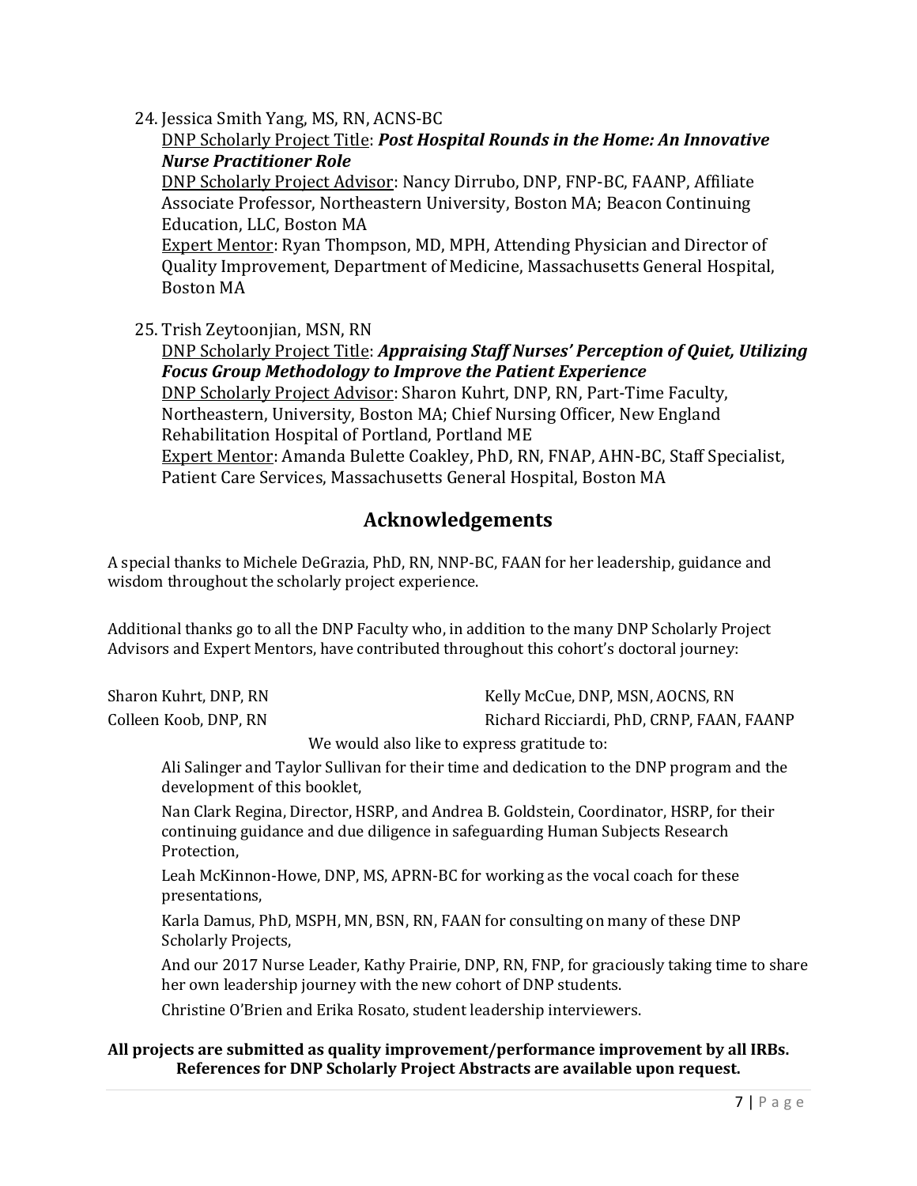24. Jessica Smith Yang, MS, RN, ACNS-BC
    DNP Scholarly Project Title: ***Post Hospital Rounds in the Home: An Innovative Nurse Practitioner Role***
    DNP Scholarly Project Advisor: Nancy Dirrubo, DNP, FNP-BC, FAANP, Affiliate Associate Professor, Northeastern University, Boston MA; Beacon Continuing Education, LLC, Boston MA
    Expert Mentor: Ryan Thompson, MD, MPH, Attending Physician and Director of Quality Improvement, Department of Medicine, Massachusetts General Hospital, Boston MA

25. Trish Zeytoonjian, MSN, RN
    DNP Scholarly Project Title: ***Appraising Staff Nurses' Perception of Quiet, Utilizing Focus Group Methodology to Improve the Patient Experience***
    DNP Scholarly Project Advisor: Sharon Kuhrt, DNP, RN, Part-Time Faculty, Northeastern, University, Boston MA; Chief Nursing Officer, New England Rehabilitation Hospital of Portland, Portland ME
    Expert Mentor: Amanda Bulette Coakley, PhD, RN, FNAP, AHN-BC, Staff Specialist, Patient Care Services, Massachusetts General Hospital, Boston MA

## Acknowledgements

A special thanks to Michele DeGrazia, PhD, RN, NNP-BC, FAAN for her leadership, guidance and wisdom throughout the scholarly project experience.

Additional thanks go to all the DNP Faculty who, in addition to the many DNP Scholarly Project Advisors and Expert Mentors, have contributed throughout this cohort's doctoral journey:

Sharon Kuhrt, DNP, RN
Colleen Koob, DNP, RN
Kelly McCue, DNP, MSN, AOCNS, RN
Richard Ricciardi, PhD, CRNP, FAAN, FAANP

We would also like to express gratitude to:

Ali Salinger and Taylor Sullivan for their time and dedication to the DNP program and the development of this booklet,

Nan Clark Regina, Director, HSRP, and Andrea B. Goldstein, Coordinator, HSRP, for their continuing guidance and due diligence in safeguarding Human Subjects Research Protection,

Leah McKinnon-Howe, DNP, MS, APRN-BC for working as the vocal coach for these presentations,

Karla Damus, PhD, MSPH, MN, BSN, RN, FAAN for consulting on many of these DNP Scholarly Projects,

And our 2017 Nurse Leader, Kathy Prairie, DNP, RN, FNP, for graciously taking time to share her own leadership journey with the new cohort of DNP students.

Christine O'Brien and Erika Rosato, student leadership interviewers.

**All projects are submitted as quality improvement/performance improvement by all IRBs. References for DNP Scholarly Project Abstracts are available upon request.**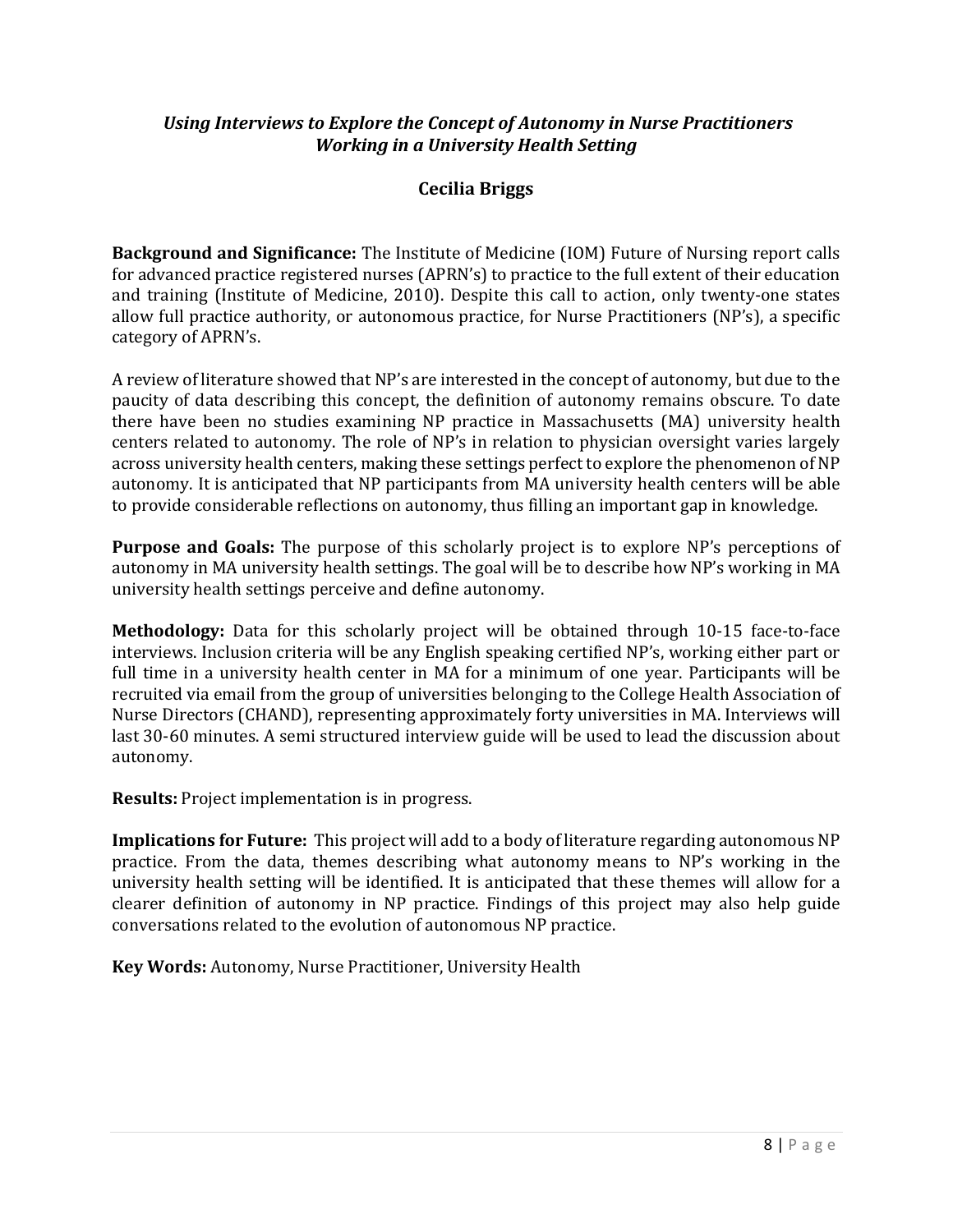## *Using Interviews to Explore the Concept of Autonomy in Nurse Practitioners Working in a University Health Setting*

### Cecilia Briggs

**Background and Significance:** The Institute of Medicine (IOM) Future of Nursing report calls for advanced practice registered nurses (APRN's) to practice to the full extent of their education and training (Institute of Medicine, 2010). Despite this call to action, only twenty-one states allow full practice authority, or autonomous practice, for Nurse Practitioners (NP's), a specific category of APRN's.

A review of literature showed that NP's are interested in the concept of autonomy, but due to the paucity of data describing this concept, the definition of autonomy remains obscure. To date there have been no studies examining NP practice in Massachusetts (MA) university health centers related to autonomy. The role of NP's in relation to physician oversight varies largely across university health centers, making these settings perfect to explore the phenomenon of NP autonomy. It is anticipated that NP participants from MA university health centers will be able to provide considerable reflections on autonomy, thus filling an important gap in knowledge.

**Purpose and Goals:** The purpose of this scholarly project is to explore NP's perceptions of autonomy in MA university health settings. The goal will be to describe how NP's working in MA university health settings perceive and define autonomy.

**Methodology:** Data for this scholarly project will be obtained through 10-15 face-to-face interviews. Inclusion criteria will be any English speaking certified NP's, working either part or full time in a university health center in MA for a minimum of one year. Participants will be recruited via email from the group of universities belonging to the College Health Association of Nurse Directors (CHAND), representing approximately forty universities in MA. Interviews will last 30-60 minutes. A semi structured interview guide will be used to lead the discussion about autonomy.

**Results:** Project implementation is in progress.

**Implications for Future:** This project will add to a body of literature regarding autonomous NP practice. From the data, themes describing what autonomy means to NP's working in the university health setting will be identified. It is anticipated that these themes will allow for a clearer definition of autonomy in NP practice. Findings of this project may also help guide conversations related to the evolution of autonomous NP practice.

**Key Words:** Autonomy, Nurse Practitioner, University Health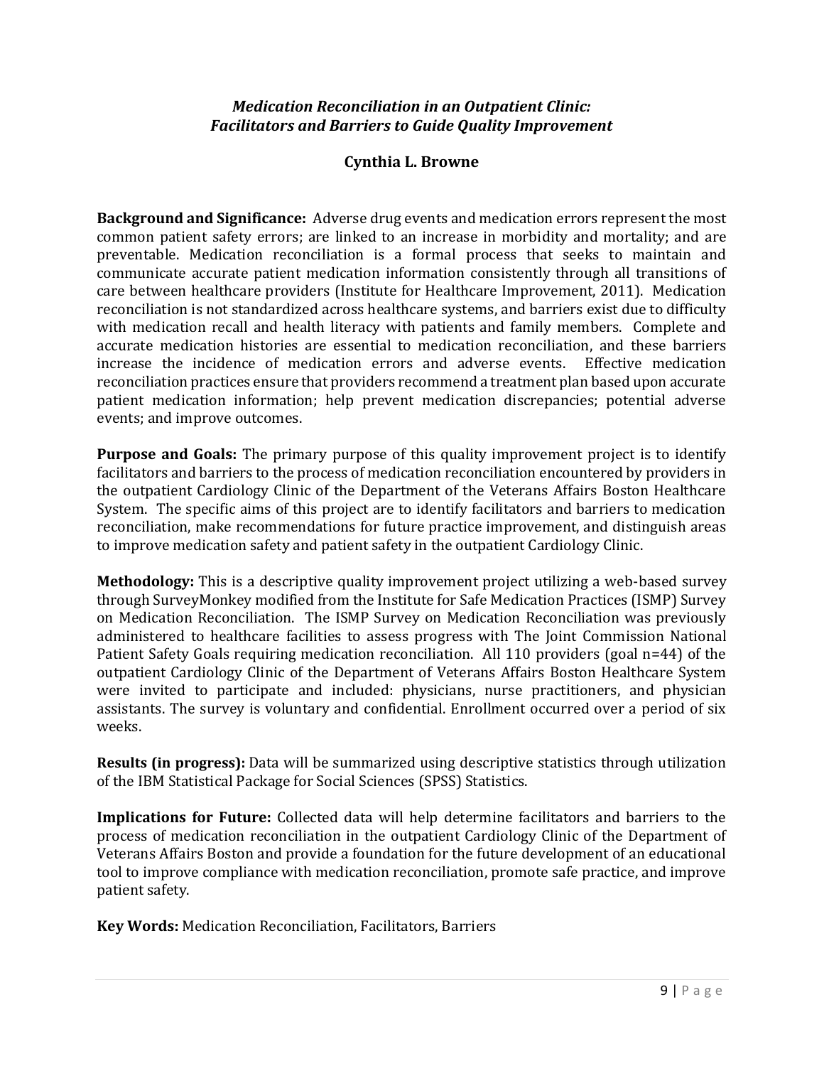### *Medication Reconciliation in an Outpatient Clinic: Facilitators and Barriers to Guide Quality Improvement*

**Cynthia L. Browne**

**Background and Significance:** Adverse drug events and medication errors represent the most common patient safety errors; are linked to an increase in morbidity and mortality; and are preventable. Medication reconciliation is a formal process that seeks to maintain and communicate accurate patient medication information consistently through all transitions of care between healthcare providers (Institute for Healthcare Improvement, 2011). Medication reconciliation is not standardized across healthcare systems, and barriers exist due to difficulty with medication recall and health literacy with patients and family members. Complete and accurate medication histories are essential to medication reconciliation, and these barriers increase the incidence of medication errors and adverse events. Effective medication reconciliation practices ensure that providers recommend a treatment plan based upon accurate patient medication information; help prevent medication discrepancies; potential adverse events; and improve outcomes.

**Purpose and Goals:** The primary purpose of this quality improvement project is to identify facilitators and barriers to the process of medication reconciliation encountered by providers in the outpatient Cardiology Clinic of the Department of the Veterans Affairs Boston Healthcare System. The specific aims of this project are to identify facilitators and barriers to medication reconciliation, make recommendations for future practice improvement, and distinguish areas to improve medication safety and patient safety in the outpatient Cardiology Clinic.

**Methodology:** This is a descriptive quality improvement project utilizing a web-based survey through SurveyMonkey modified from the Institute for Safe Medication Practices (ISMP) Survey on Medication Reconciliation. The ISMP Survey on Medication Reconciliation was previously administered to healthcare facilities to assess progress with The Joint Commission National Patient Safety Goals requiring medication reconciliation. All 110 providers (goal n=44) of the outpatient Cardiology Clinic of the Department of Veterans Affairs Boston Healthcare System were invited to participate and included: physicians, nurse practitioners, and physician assistants. The survey is voluntary and confidential. Enrollment occurred over a period of six weeks.

**Results (in progress):** Data will be summarized using descriptive statistics through utilization of the IBM Statistical Package for Social Sciences (SPSS) Statistics.

**Implications for Future:** Collected data will help determine facilitators and barriers to the process of medication reconciliation in the outpatient Cardiology Clinic of the Department of Veterans Affairs Boston and provide a foundation for the future development of an educational tool to improve compliance with medication reconciliation, promote safe practice, and improve patient safety.

**Key Words:** Medication Reconciliation, Facilitators, Barriers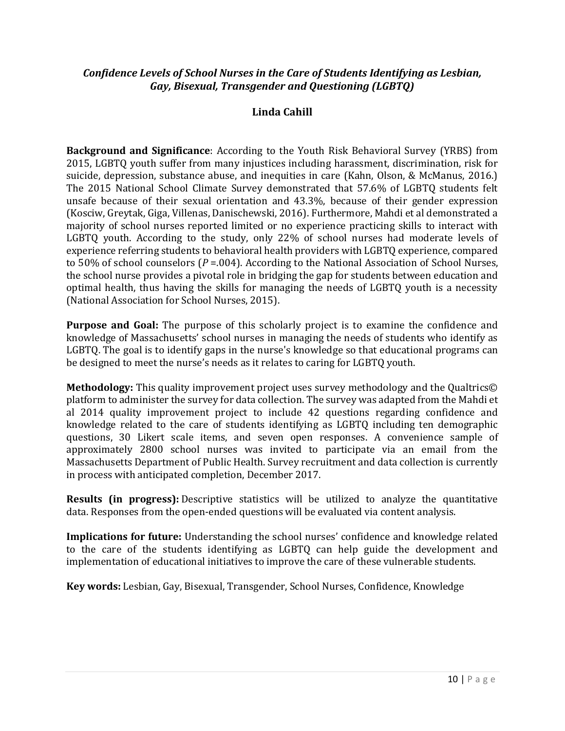## *Confidence Levels of School Nurses in the Care of Students Identifying as Lesbian, Gay, Bisexual, Transgender and Questioning (LGBTQ)*

**Linda Cahill**

**Background and Significance**: According to the Youth Risk Behavioral Survey (YRBS) from 2015, LGBTQ youth suffer from many injustices including harassment, discrimination, risk for suicide, depression, substance abuse, and inequities in care (Kahn, Olson, & McManus, 2016.) The 2015 National School Climate Survey demonstrated that 57.6% of LGBTQ students felt unsafe because of their sexual orientation and 43.3%, because of their gender expression (Kosciw, Greytak, Giga, Villenas, Danischewski, 2016). Furthermore, Mahdi et al demonstrated a majority of school nurses reported limited or no experience practicing skills to interact with LGBTQ youth. According to the study, only 22% of school nurses had moderate levels of experience referring students to behavioral health providers with LGBTQ experience, compared to 50% of school counselors ($P$ =.004). According to the National Association of School Nurses, the school nurse provides a pivotal role in bridging the gap for students between education and optimal health, thus having the skills for managing the needs of LGBTQ youth is a necessity (National Association for School Nurses, 2015).

**Purpose and Goal:** The purpose of this scholarly project is to examine the confidence and knowledge of Massachusetts' school nurses in managing the needs of students who identify as LGBTQ. The goal is to identify gaps in the nurse's knowledge so that educational programs can be designed to meet the nurse's needs as it relates to caring for LGBTQ youth.

**Methodology:** This quality improvement project uses survey methodology and the Qualtrics© platform to administer the survey for data collection. The survey was adapted from the Mahdi et al 2014 quality improvement project to include 42 questions regarding confidence and knowledge related to the care of students identifying as LGBTQ including ten demographic questions, 30 Likert scale items, and seven open responses. A convenience sample of approximately 2800 school nurses was invited to participate via an email from the Massachusetts Department of Public Health. Survey recruitment and data collection is currently in process with anticipated completion, December 2017.

**Results (in progress):** Descriptive statistics will be utilized to analyze the quantitative data. Responses from the open-ended questions will be evaluated via content analysis.

**Implications for future:** Understanding the school nurses' confidence and knowledge related to the care of the students identifying as LGBTQ can help guide the development and implementation of educational initiatives to improve the care of these vulnerable students.

**Key words:** Lesbian, Gay, Bisexual, Transgender, School Nurses, Confidence, Knowledge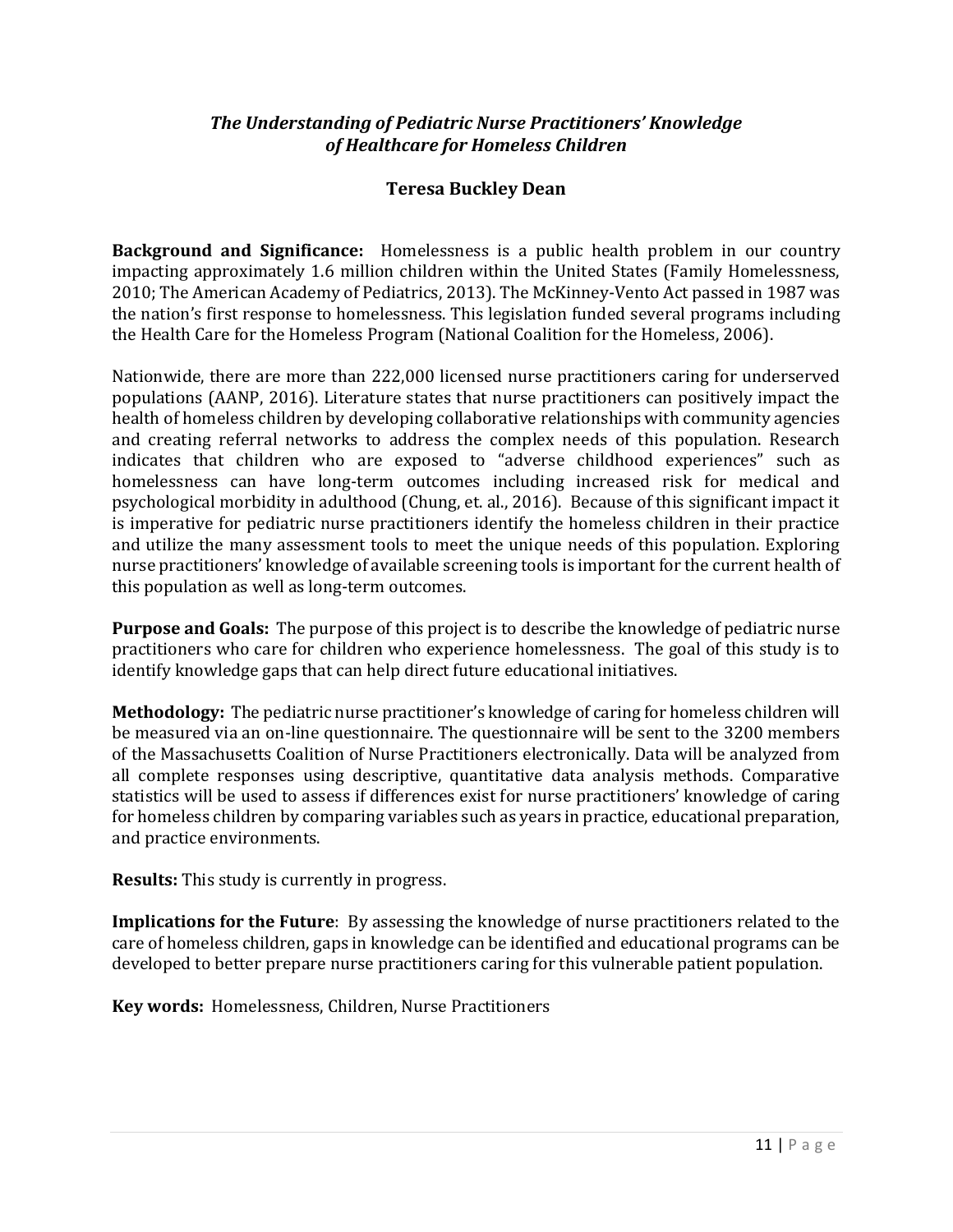## *The Understanding of Pediatric Nurse Practitioners' Knowledge of Healthcare for Homeless Children*

### Teresa Buckley Dean

**Background and Significance:** Homelessness is a public health problem in our country impacting approximately 1.6 million children within the United States (Family Homelessness, 2010; The American Academy of Pediatrics, 2013). The McKinney-Vento Act passed in 1987 was the nation's first response to homelessness. This legislation funded several programs including the Health Care for the Homeless Program (National Coalition for the Homeless, 2006).

Nationwide, there are more than 222,000 licensed nurse practitioners caring for underserved populations (AANP, 2016). Literature states that nurse practitioners can positively impact the health of homeless children by developing collaborative relationships with community agencies and creating referral networks to address the complex needs of this population. Research indicates that children who are exposed to "adverse childhood experiences" such as homelessness can have long-term outcomes including increased risk for medical and psychological morbidity in adulthood (Chung, et. al., 2016). Because of this significant impact it is imperative for pediatric nurse practitioners identify the homeless children in their practice and utilize the many assessment tools to meet the unique needs of this population. Exploring nurse practitioners' knowledge of available screening tools is important for the current health of this population as well as long-term outcomes.

**Purpose and Goals:** The purpose of this project is to describe the knowledge of pediatric nurse practitioners who care for children who experience homelessness. The goal of this study is to identify knowledge gaps that can help direct future educational initiatives.

**Methodology:** The pediatric nurse practitioner's knowledge of caring for homeless children will be measured via an on-line questionnaire. The questionnaire will be sent to the 3200 members of the Massachusetts Coalition of Nurse Practitioners electronically. Data will be analyzed from all complete responses using descriptive, quantitative data analysis methods. Comparative statistics will be used to assess if differences exist for nurse practitioners' knowledge of caring for homeless children by comparing variables such as years in practice, educational preparation, and practice environments.

**Results:** This study is currently in progress.

**Implications for the Future**: By assessing the knowledge of nurse practitioners related to the care of homeless children, gaps in knowledge can be identified and educational programs can be developed to better prepare nurse practitioners caring for this vulnerable patient population.

**Key words:** Homelessness, Children, Nurse Practitioners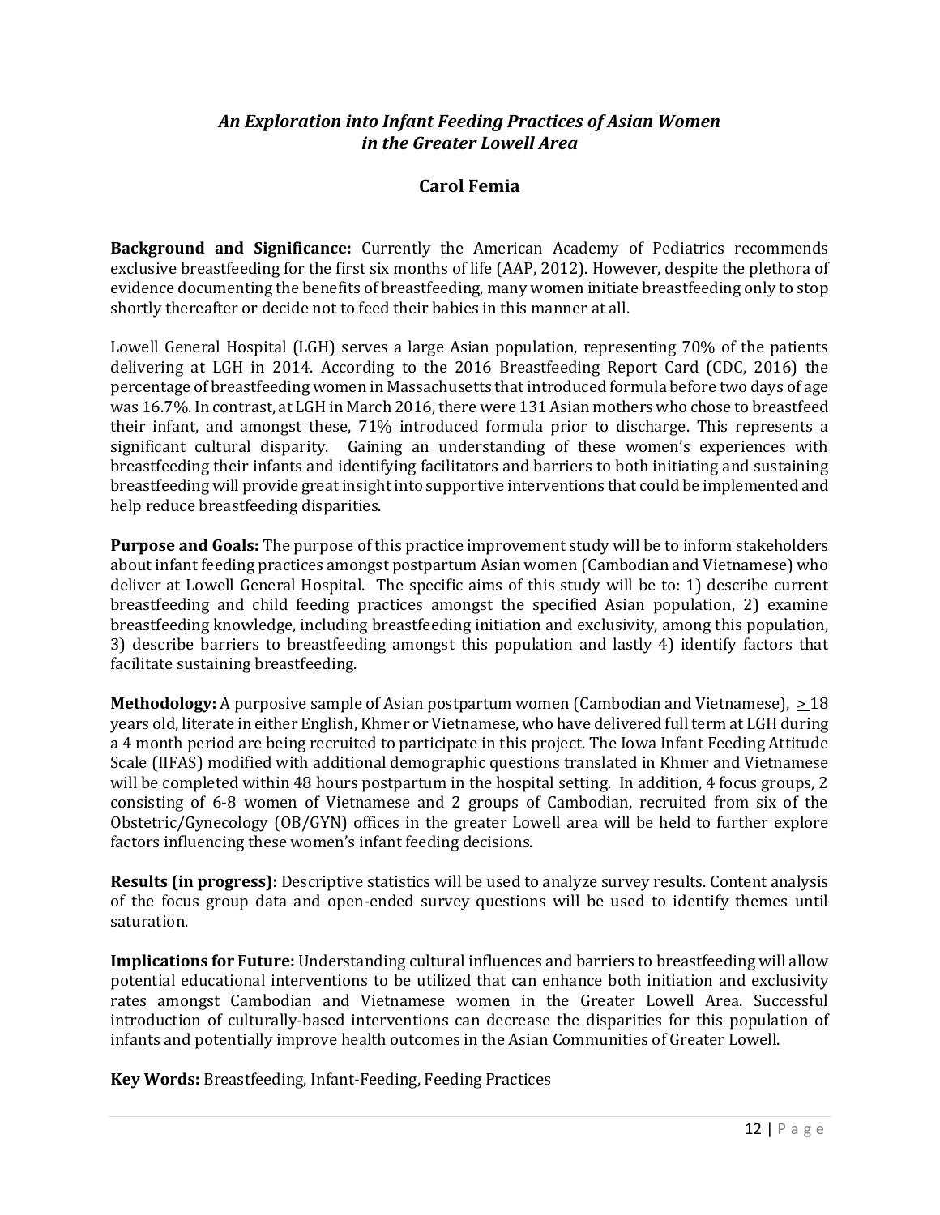## *An Exploration into Infant Feeding Practices of Asian Women in the Greater Lowell Area*

### Carol Femia

**Background and Significance:** Currently the American Academy of Pediatrics recommends exclusive breastfeeding for the first six months of life (AAP, 2012). However, despite the plethora of evidence documenting the benefits of breastfeeding, many women initiate breastfeeding only to stop shortly thereafter or decide not to feed their babies in this manner at all.

Lowell General Hospital (LGH) serves a large Asian population, representing 70% of the patients delivering at LGH in 2014. According to the 2016 Breastfeeding Report Card (CDC, 2016) the percentage of breastfeeding women in Massachusetts that introduced formula before two days of age was 16.7%. In contrast, at LGH in March 2016, there were 131 Asian mothers who chose to breastfeed their infant, and amongst these, 71% introduced formula prior to discharge. This represents a significant cultural disparity. Gaining an understanding of these women's experiences with breastfeeding their infants and identifying facilitators and barriers to both initiating and sustaining breastfeeding will provide great insight into supportive interventions that could be implemented and help reduce breastfeeding disparities.

**Purpose and Goals:** The purpose of this practice improvement study will be to inform stakeholders about infant feeding practices amongst postpartum Asian women (Cambodian and Vietnamese) who deliver at Lowell General Hospital. The specific aims of this study will be to: 1) describe current breastfeeding and child feeding practices amongst the specified Asian population, 2) examine breastfeeding knowledge, including breastfeeding initiation and exclusivity, among this population, 3) describe barriers to breastfeeding amongst this population and lastly 4) identify factors that facilitate sustaining breastfeeding.

**Methodology:** A purposive sample of Asian postpartum women (Cambodian and Vietnamese), ≥ 18 years old, literate in either English, Khmer or Vietnamese, who have delivered full term at LGH during a 4 month period are being recruited to participate in this project. The Iowa Infant Feeding Attitude Scale (IIFAS) modified with additional demographic questions translated in Khmer and Vietnamese will be completed within 48 hours postpartum in the hospital setting. In addition, 4 focus groups, 2 consisting of 6-8 women of Vietnamese and 2 groups of Cambodian, recruited from six of the Obstetric/Gynecology (OB/GYN) offices in the greater Lowell area will be held to further explore factors influencing these women's infant feeding decisions.

**Results (in progress):** Descriptive statistics will be used to analyze survey results. Content analysis of the focus group data and open-ended survey questions will be used to identify themes until saturation.

**Implications for Future:** Understanding cultural influences and barriers to breastfeeding will allow potential educational interventions to be utilized that can enhance both initiation and exclusivity rates amongst Cambodian and Vietnamese women in the Greater Lowell Area. Successful introduction of culturally-based interventions can decrease the disparities for this population of infants and potentially improve health outcomes in the Asian Communities of Greater Lowell.

**Key Words:** Breastfeeding, Infant-Feeding, Feeding Practices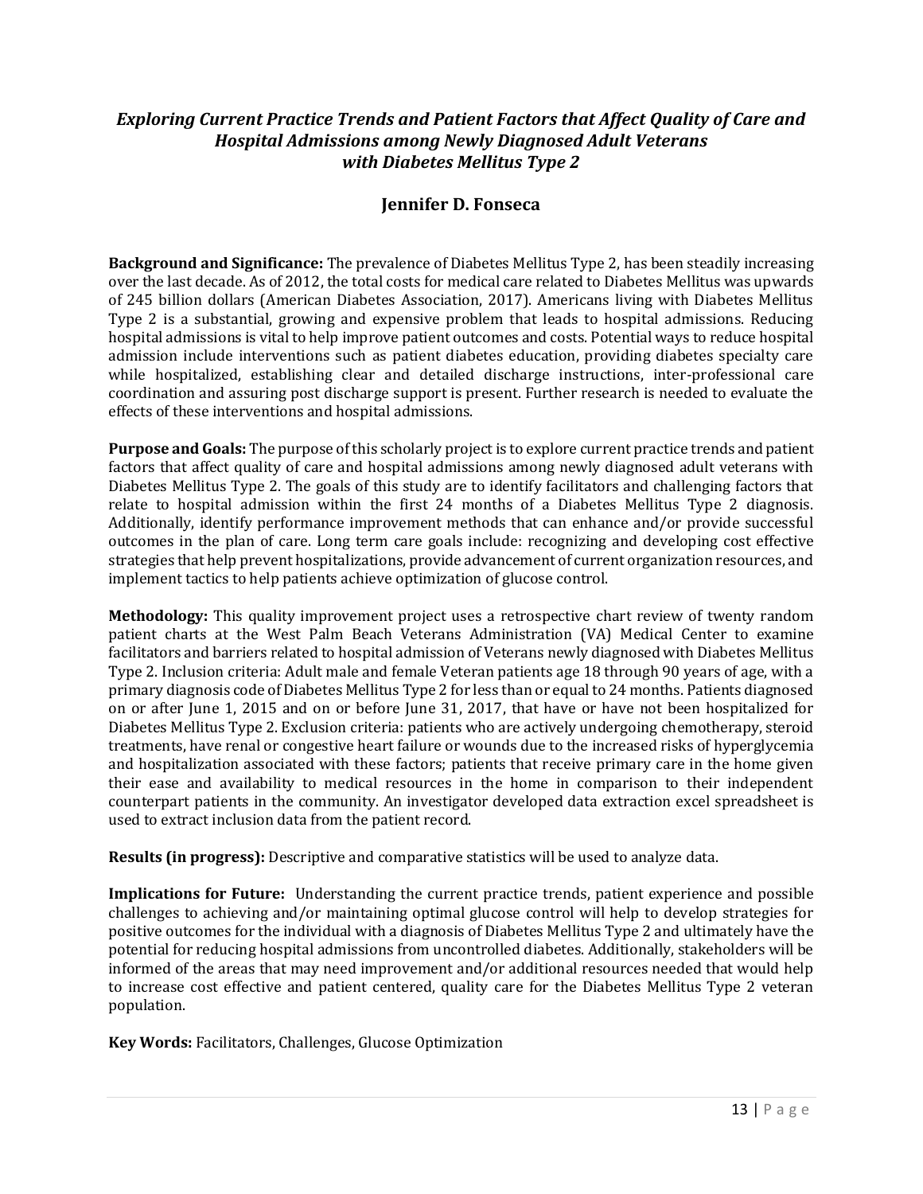## *Exploring Current Practice Trends and Patient Factors that Affect Quality of Care and Hospital Admissions among Newly Diagnosed Adult Veterans with Diabetes Mellitus Type 2*

### Jennifer D. Fonseca

**Background and Significance:** The prevalence of Diabetes Mellitus Type 2, has been steadily increasing over the last decade. As of 2012, the total costs for medical care related to Diabetes Mellitus was upwards of 245 billion dollars (American Diabetes Association, 2017). Americans living with Diabetes Mellitus Type 2 is a substantial, growing and expensive problem that leads to hospital admissions. Reducing hospital admissions is vital to help improve patient outcomes and costs. Potential ways to reduce hospital admission include interventions such as patient diabetes education, providing diabetes specialty care while hospitalized, establishing clear and detailed discharge instructions, inter-professional care coordination and assuring post discharge support is present. Further research is needed to evaluate the effects of these interventions and hospital admissions.

**Purpose and Goals:** The purpose of this scholarly project is to explore current practice trends and patient factors that affect quality of care and hospital admissions among newly diagnosed adult veterans with Diabetes Mellitus Type 2. The goals of this study are to identify facilitators and challenging factors that relate to hospital admission within the first 24 months of a Diabetes Mellitus Type 2 diagnosis. Additionally, identify performance improvement methods that can enhance and/or provide successful outcomes in the plan of care. Long term care goals include: recognizing and developing cost effective strategies that help prevent hospitalizations, provide advancement of current organization resources, and implement tactics to help patients achieve optimization of glucose control.

**Methodology:** This quality improvement project uses a retrospective chart review of twenty random patient charts at the West Palm Beach Veterans Administration (VA) Medical Center to examine facilitators and barriers related to hospital admission of Veterans newly diagnosed with Diabetes Mellitus Type 2. Inclusion criteria: Adult male and female Veteran patients age 18 through 90 years of age, with a primary diagnosis code of Diabetes Mellitus Type 2 for less than or equal to 24 months. Patients diagnosed on or after June 1, 2015 and on or before June 31, 2017, that have or have not been hospitalized for Diabetes Mellitus Type 2. Exclusion criteria: patients who are actively undergoing chemotherapy, steroid treatments, have renal or congestive heart failure or wounds due to the increased risks of hyperglycemia and hospitalization associated with these factors; patients that receive primary care in the home given their ease and availability to medical resources in the home in comparison to their independent counterpart patients in the community. An investigator developed data extraction excel spreadsheet is used to extract inclusion data from the patient record.

**Results (in progress):** Descriptive and comparative statistics will be used to analyze data.

**Implications for Future:** Understanding the current practice trends, patient experience and possible challenges to achieving and/or maintaining optimal glucose control will help to develop strategies for positive outcomes for the individual with a diagnosis of Diabetes Mellitus Type 2 and ultimately have the potential for reducing hospital admissions from uncontrolled diabetes. Additionally, stakeholders will be informed of the areas that may need improvement and/or additional resources needed that would help to increase cost effective and patient centered, quality care for the Diabetes Mellitus Type 2 veteran population.

**Key Words:** Facilitators, Challenges, Glucose Optimization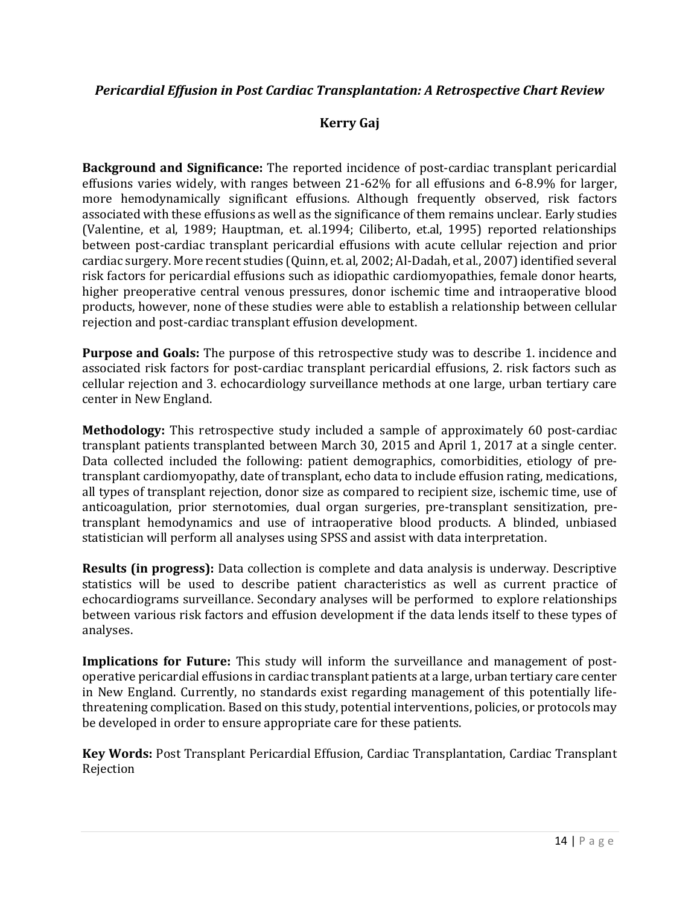## *Pericardial Effusion in Post Cardiac Transplantation: A Retrospective Chart Review*

**Kerry Gaj**

**Background and Significance:** The reported incidence of post-cardiac transplant pericardial effusions varies widely, with ranges between 21-62% for all effusions and 6-8.9% for larger, more hemodynamically significant effusions. Although frequently observed, risk factors associated with these effusions as well as the significance of them remains unclear. Early studies (Valentine, et al, 1989; Hauptman, et. al.1994; Ciliberto, et.al, 1995) reported relationships between post-cardiac transplant pericardial effusions with acute cellular rejection and prior cardiac surgery. More recent studies (Quinn, et. al, 2002; Al-Dadah, et al., 2007) identified several risk factors for pericardial effusions such as idiopathic cardiomyopathies, female donor hearts, higher preoperative central venous pressures, donor ischemic time and intraoperative blood products, however, none of these studies were able to establish a relationship between cellular rejection and post-cardiac transplant effusion development.

**Purpose and Goals:** The purpose of this retrospective study was to describe 1. incidence and associated risk factors for post-cardiac transplant pericardial effusions, 2. risk factors such as cellular rejection and 3. echocardiology surveillance methods at one large, urban tertiary care center in New England.

**Methodology:** This retrospective study included a sample of approximately 60 post-cardiac transplant patients transplanted between March 30, 2015 and April 1, 2017 at a single center. Data collected included the following: patient demographics, comorbidities, etiology of pre-transplant cardiomyopathy, date of transplant, echo data to include effusion rating, medications, all types of transplant rejection, donor size as compared to recipient size, ischemic time, use of anticoagulation, prior sternotomies, dual organ surgeries, pre-transplant sensitization, pre-transplant hemodynamics and use of intraoperative blood products. A blinded, unbiased statistician will perform all analyses using SPSS and assist with data interpretation.

**Results (in progress):** Data collection is complete and data analysis is underway. Descriptive statistics will be used to describe patient characteristics as well as current practice of echocardiograms surveillance. Secondary analyses will be performed to explore relationships between various risk factors and effusion development if the data lends itself to these types of analyses.

**Implications for Future:** This study will inform the surveillance and management of post-operative pericardial effusions in cardiac transplant patients at a large, urban tertiary care center in New England. Currently, no standards exist regarding management of this potentially life-threatening complication. Based on this study, potential interventions, policies, or protocols may be developed in order to ensure appropriate care for these patients.

**Key Words:** Post Transplant Pericardial Effusion, Cardiac Transplantation, Cardiac Transplant Rejection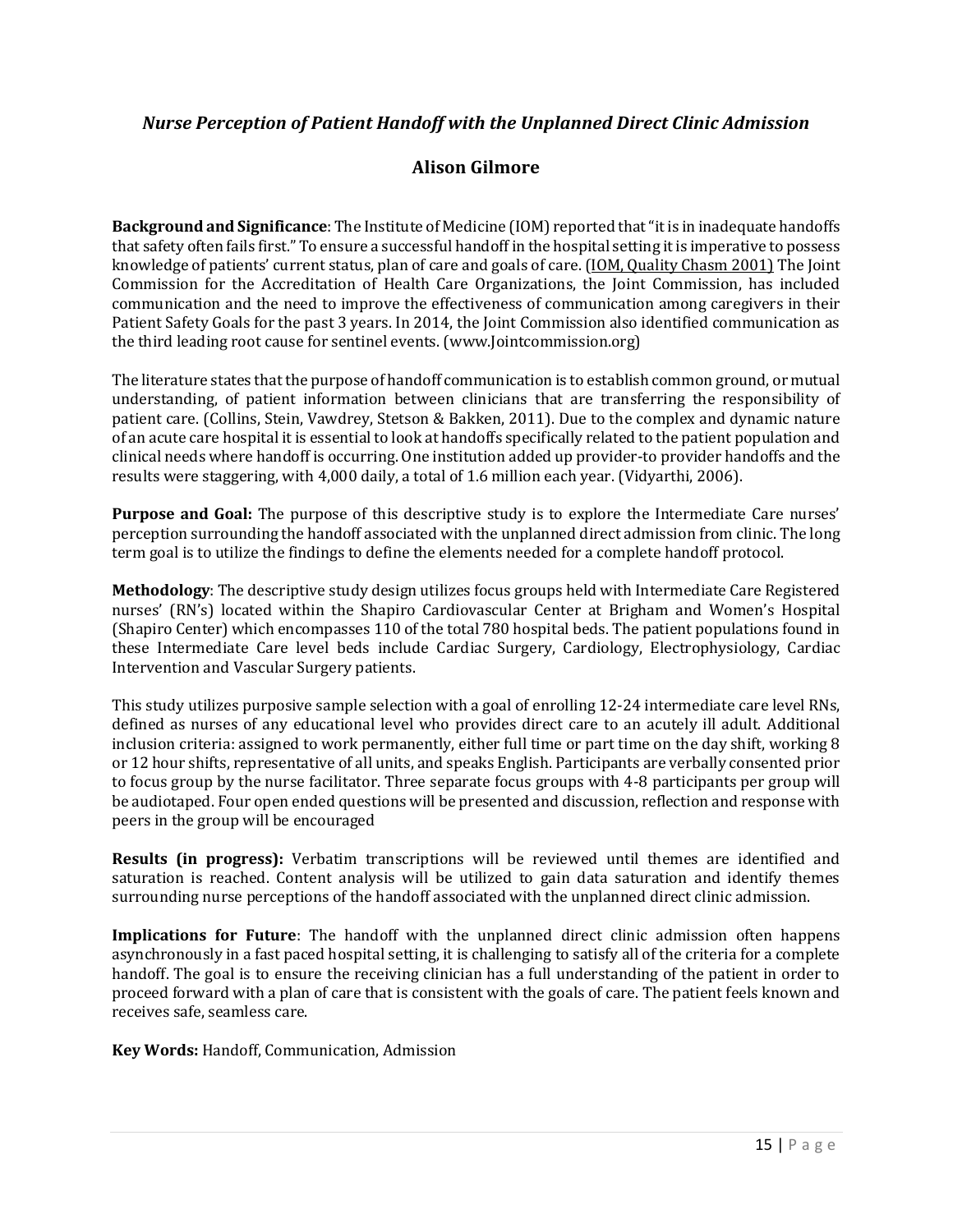## *Nurse Perception of Patient Handoff with the Unplanned Direct Clinic Admission*

### Alison Gilmore

**Background and Significance**: The Institute of Medicine (IOM) reported that "it is in inadequate handoffs that safety often fails first." To ensure a successful handoff in the hospital setting it is imperative to possess knowledge of patients' current status, plan of care and goals of care. (IOM, Quality Chasm 2001) The Joint Commission for the Accreditation of Health Care Organizations, the Joint Commission, has included communication and the need to improve the effectiveness of communication among caregivers in their Patient Safety Goals for the past 3 years. In 2014, the Joint Commission also identified communication as the third leading root cause for sentinel events. (www.Jointcommission.org)

The literature states that the purpose of handoff communication is to establish common ground, or mutual understanding, of patient information between clinicians that are transferring the responsibility of patient care. (Collins, Stein, Vawdrey, Stetson & Bakken, 2011). Due to the complex and dynamic nature of an acute care hospital it is essential to look at handoffs specifically related to the patient population and clinical needs where handoff is occurring. One institution added up provider-to provider handoffs and the results were staggering, with 4,000 daily, a total of 1.6 million each year. (Vidyarthi, 2006).

**Purpose and Goal:** The purpose of this descriptive study is to explore the Intermediate Care nurses' perception surrounding the handoff associated with the unplanned direct admission from clinic. The long term goal is to utilize the findings to define the elements needed for a complete handoff protocol.

**Methodology**: The descriptive study design utilizes focus groups held with Intermediate Care Registered nurses' (RN's) located within the Shapiro Cardiovascular Center at Brigham and Women's Hospital (Shapiro Center) which encompasses 110 of the total 780 hospital beds. The patient populations found in these Intermediate Care level beds include Cardiac Surgery, Cardiology, Electrophysiology, Cardiac Intervention and Vascular Surgery patients.

This study utilizes purposive sample selection with a goal of enrolling 12-24 intermediate care level RNs, defined as nurses of any educational level who provides direct care to an acutely ill adult. Additional inclusion criteria: assigned to work permanently, either full time or part time on the day shift, working 8 or 12 hour shifts, representative of all units, and speaks English. Participants are verbally consented prior to focus group by the nurse facilitator. Three separate focus groups with 4-8 participants per group will be audiotaped. Four open ended questions will be presented and discussion, reflection and response with peers in the group will be encouraged

**Results (in progress):** Verbatim transcriptions will be reviewed until themes are identified and saturation is reached. Content analysis will be utilized to gain data saturation and identify themes surrounding nurse perceptions of the handoff associated with the unplanned direct clinic admission.

**Implications for Future**: The handoff with the unplanned direct clinic admission often happens asynchronously in a fast paced hospital setting, it is challenging to satisfy all of the criteria for a complete handoff. The goal is to ensure the receiving clinician has a full understanding of the patient in order to proceed forward with a plan of care that is consistent with the goals of care. The patient feels known and receives safe, seamless care.

**Key Words:** Handoff, Communication, Admission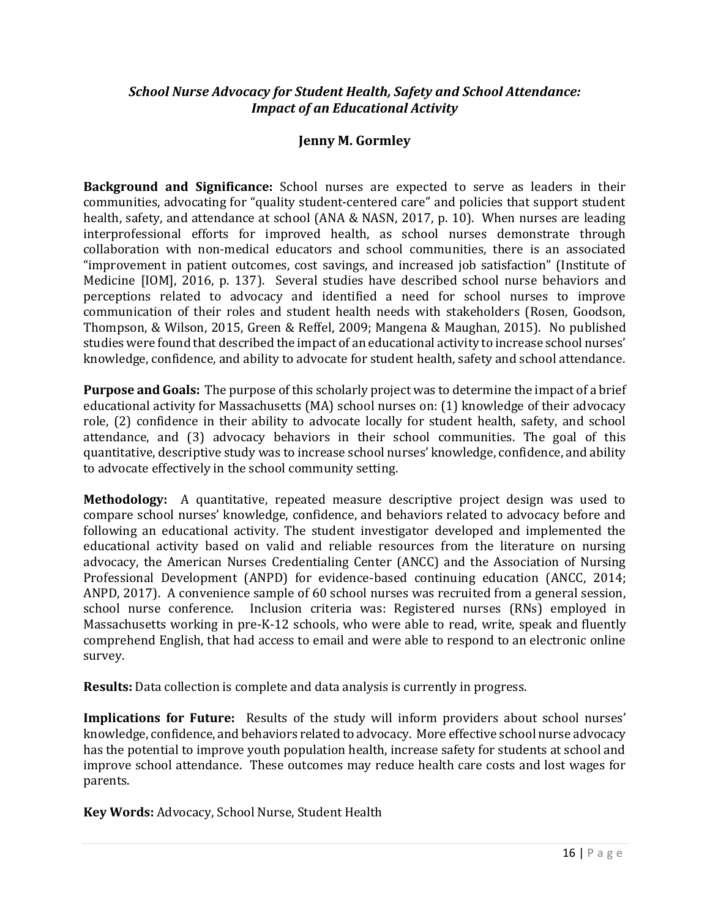## *School Nurse Advocacy for Student Health, Safety and School Attendance: Impact of an Educational Activity*

**Jenny M. Gormley**

**Background and Significance:** School nurses are expected to serve as leaders in their communities, advocating for "quality student-centered care" and policies that support student health, safety, and attendance at school (ANA & NASN, 2017, p. 10). When nurses are leading interprofessional efforts for improved health, as school nurses demonstrate through collaboration with non-medical educators and school communities, there is an associated "improvement in patient outcomes, cost savings, and increased job satisfaction" (Institute of Medicine [IOM], 2016, p. 137). Several studies have described school nurse behaviors and perceptions related to advocacy and identified a need for school nurses to improve communication of their roles and student health needs with stakeholders (Rosen, Goodson, Thompson, & Wilson, 2015, Green & Reffel, 2009; Mangena & Maughan, 2015). No published studies were found that described the impact of an educational activity to increase school nurses' knowledge, confidence, and ability to advocate for student health, safety and school attendance.

**Purpose and Goals:** The purpose of this scholarly project was to determine the impact of a brief educational activity for Massachusetts (MA) school nurses on: (1) knowledge of their advocacy role, (2) confidence in their ability to advocate locally for student health, safety, and school attendance, and (3) advocacy behaviors in their school communities. The goal of this quantitative, descriptive study was to increase school nurses' knowledge, confidence, and ability to advocate effectively in the school community setting.

**Methodology:** A quantitative, repeated measure descriptive project design was used to compare school nurses' knowledge, confidence, and behaviors related to advocacy before and following an educational activity. The student investigator developed and implemented the educational activity based on valid and reliable resources from the literature on nursing advocacy, the American Nurses Credentialing Center (ANCC) and the Association of Nursing Professional Development (ANPD) for evidence-based continuing education (ANCC, 2014; ANPD, 2017). A convenience sample of 60 school nurses was recruited from a general session, school nurse conference. Inclusion criteria was: Registered nurses (RNs) employed in Massachusetts working in pre-K-12 schools, who were able to read, write, speak and fluently comprehend English, that had access to email and were able to respond to an electronic online survey.

**Results:** Data collection is complete and data analysis is currently in progress.

**Implications for Future:** Results of the study will inform providers about school nurses' knowledge, confidence, and behaviors related to advocacy. More effective school nurse advocacy has the potential to improve youth population health, increase safety for students at school and improve school attendance. These outcomes may reduce health care costs and lost wages for parents.

**Key Words:** Advocacy, School Nurse, Student Health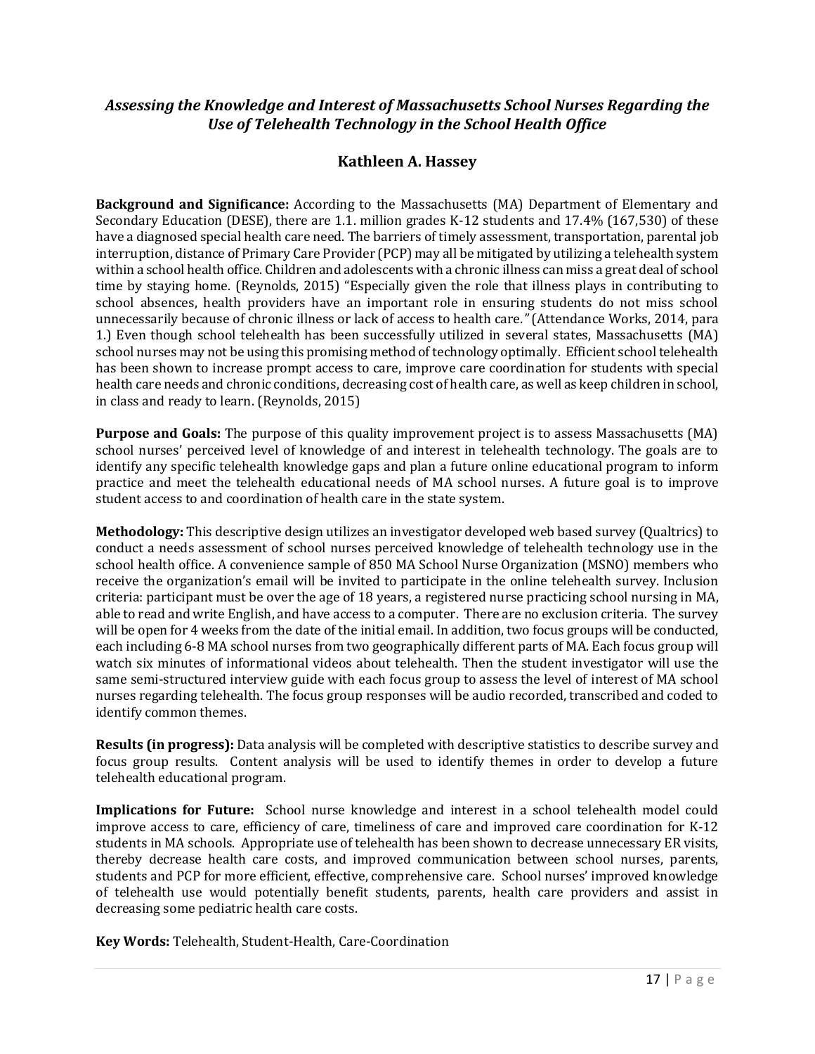## *Assessing the Knowledge and Interest of Massachusetts School Nurses Regarding the Use of Telehealth Technology in the School Health Office*

### Kathleen A. Hassey

**Background and Significance:** According to the Massachusetts (MA) Department of Elementary and Secondary Education (DESE), there are 1.1. million grades K-12 students and 17.4% (167,530) of these have a diagnosed special health care need. The barriers of timely assessment, transportation, parental job interruption, distance of Primary Care Provider (PCP) may all be mitigated by utilizing a telehealth system within a school health office. Children and adolescents with a chronic illness can miss a great deal of school time by staying home. (Reynolds, 2015) "Especially given the role that illness plays in contributing to school absences, health providers have an important role in ensuring students do not miss school unnecessarily because of chronic illness or lack of access to health care.*"* (Attendance Works, 2014, para 1.) Even though school telehealth has been successfully utilized in several states, Massachusetts (MA) school nurses may not be using this promising method of technology optimally. Efficient school telehealth has been shown to increase prompt access to care, improve care coordination for students with special health care needs and chronic conditions, decreasing cost of health care, as well as keep children in school, in class and ready to learn. (Reynolds, 2015)

**Purpose and Goals:** The purpose of this quality improvement project is to assess Massachusetts (MA) school nurses' perceived level of knowledge of and interest in telehealth technology. The goals are to identify any specific telehealth knowledge gaps and plan a future online educational program to inform practice and meet the telehealth educational needs of MA school nurses. A future goal is to improve student access to and coordination of health care in the state system.

**Methodology:** This descriptive design utilizes an investigator developed web based survey (Qualtrics) to conduct a needs assessment of school nurses perceived knowledge of telehealth technology use in the school health office. A convenience sample of 850 MA School Nurse Organization (MSNO) members who receive the organization's email will be invited to participate in the online telehealth survey. Inclusion criteria: participant must be over the age of 18 years, a registered nurse practicing school nursing in MA, able to read and write English, and have access to a computer. There are no exclusion criteria. The survey will be open for 4 weeks from the date of the initial email. In addition, two focus groups will be conducted, each including 6-8 MA school nurses from two geographically different parts of MA. Each focus group will watch six minutes of informational videos about telehealth. Then the student investigator will use the same semi-structured interview guide with each focus group to assess the level of interest of MA school nurses regarding telehealth. The focus group responses will be audio recorded, transcribed and coded to identify common themes.

**Results (in progress):** Data analysis will be completed with descriptive statistics to describe survey and focus group results. Content analysis will be used to identify themes in order to develop a future telehealth educational program.

**Implications for Future:** School nurse knowledge and interest in a school telehealth model could improve access to care, efficiency of care, timeliness of care and improved care coordination for K-12 students in MA schools. Appropriate use of telehealth has been shown to decrease unnecessary ER visits, thereby decrease health care costs, and improved communication between school nurses, parents, students and PCP for more efficient, effective, comprehensive care. School nurses' improved knowledge of telehealth use would potentially benefit students, parents, health care providers and assist in decreasing some pediatric health care costs.

**Key Words:** Telehealth, Student-Health, Care-Coordination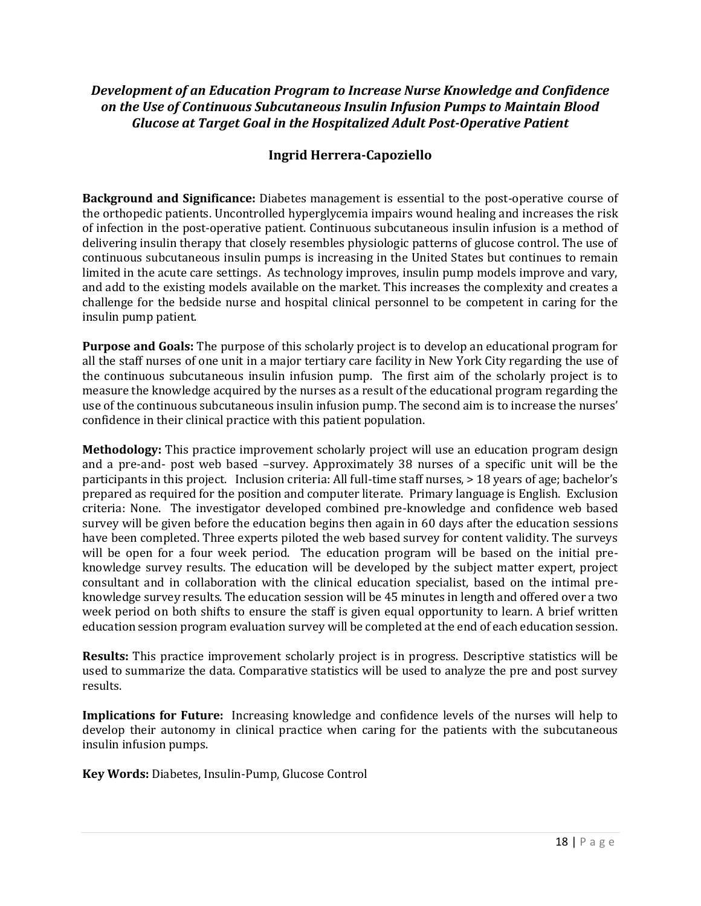## *Development of an Education Program to Increase Nurse Knowledge and Confidence on the Use of Continuous Subcutaneous Insulin Infusion Pumps to Maintain Blood Glucose at Target Goal in the Hospitalized Adult Post-Operative Patient*

### Ingrid Herrera-Capoziello

**Background and Significance:** Diabetes management is essential to the post-operative course of the orthopedic patients. Uncontrolled hyperglycemia impairs wound healing and increases the risk of infection in the post-operative patient. Continuous subcutaneous insulin infusion is a method of delivering insulin therapy that closely resembles physiologic patterns of glucose control. The use of continuous subcutaneous insulin pumps is increasing in the United States but continues to remain limited in the acute care settings. As technology improves, insulin pump models improve and vary, and add to the existing models available on the market. This increases the complexity and creates a challenge for the bedside nurse and hospital clinical personnel to be competent in caring for the insulin pump patient.

**Purpose and Goals:** The purpose of this scholarly project is to develop an educational program for all the staff nurses of one unit in a major tertiary care facility in New York City regarding the use of the continuous subcutaneous insulin infusion pump. The first aim of the scholarly project is to measure the knowledge acquired by the nurses as a result of the educational program regarding the use of the continuous subcutaneous insulin infusion pump. The second aim is to increase the nurses' confidence in their clinical practice with this patient population.

**Methodology:** This practice improvement scholarly project will use an education program design and a pre-and- post web based –survey. Approximately 38 nurses of a specific unit will be the participants in this project. Inclusion criteria: All full-time staff nurses, > 18 years of age; bachelor's prepared as required for the position and computer literate. Primary language is English. Exclusion criteria: None. The investigator developed combined pre-knowledge and confidence web based survey will be given before the education begins then again in 60 days after the education sessions have been completed. Three experts piloted the web based survey for content validity. The surveys will be open for a four week period. The education program will be based on the initial pre-knowledge survey results. The education will be developed by the subject matter expert, project consultant and in collaboration with the clinical education specialist, based on the intimal pre-knowledge survey results. The education session will be 45 minutes in length and offered over a two week period on both shifts to ensure the staff is given equal opportunity to learn. A brief written education session program evaluation survey will be completed at the end of each education session.

**Results:** This practice improvement scholarly project is in progress. Descriptive statistics will be used to summarize the data. Comparative statistics will be used to analyze the pre and post survey results.

**Implications for Future:** Increasing knowledge and confidence levels of the nurses will help to develop their autonomy in clinical practice when caring for the patients with the subcutaneous insulin infusion pumps.

**Key Words:** Diabetes, Insulin-Pump, Glucose Control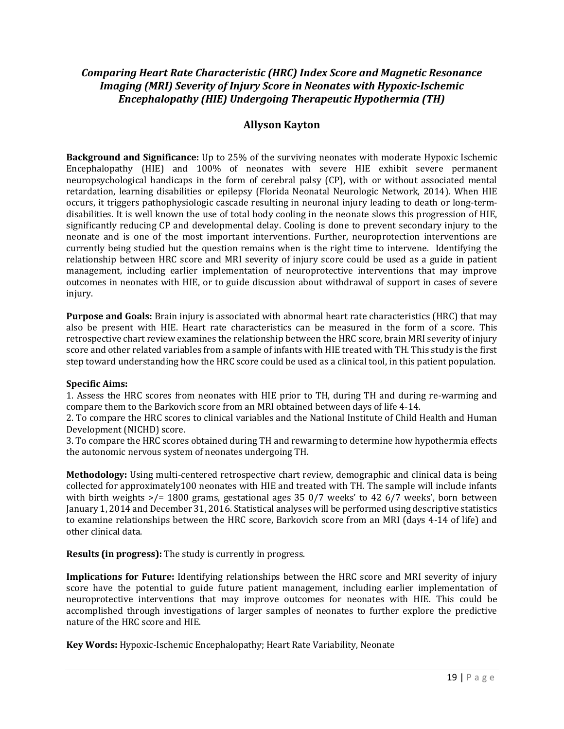## *Comparing Heart Rate Characteristic (HRC) Index Score and Magnetic Resonance Imaging (MRI) Severity of Injury Score in Neonates with Hypoxic-Ischemic Encephalopathy (HIE) Undergoing Therapeutic Hypothermia (TH)*

### Allyson Kayton

**Background and Significance:** Up to 25% of the surviving neonates with moderate Hypoxic Ischemic Encephalopathy (HIE) and 100% of neonates with severe HIE exhibit severe permanent neuropsychological handicaps in the form of cerebral palsy (CP), with or without associated mental retardation, learning disabilities or epilepsy (Florida Neonatal Neurologic Network, 2014). When HIE occurs, it triggers pathophysiologic cascade resulting in neuronal injury leading to death or long-term-disabilities. It is well known the use of total body cooling in the neonate slows this progression of HIE, significantly reducing CP and developmental delay. Cooling is done to prevent secondary injury to the neonate and is one of the most important interventions. Further, neuroprotection interventions are currently being studied but the question remains when is the right time to intervene. Identifying the relationship between HRC score and MRI severity of injury score could be used as a guide in patient management, including earlier implementation of neuroprotective interventions that may improve outcomes in neonates with HIE, or to guide discussion about withdrawal of support in cases of severe injury.

**Purpose and Goals:** Brain injury is associated with abnormal heart rate characteristics (HRC) that may also be present with HIE. Heart rate characteristics can be measured in the form of a score. This retrospective chart review examines the relationship between the HRC score, brain MRI severity of injury score and other related variables from a sample of infants with HIE treated with TH. This study is the first step toward understanding how the HRC score could be used as a clinical tool, in this patient population.

**Specific Aims:**
1. Assess the HRC scores from neonates with HIE prior to TH, during TH and during re-warming and compare them to the Barkovich score from an MRI obtained between days of life 4-14.
2. To compare the HRC scores to clinical variables and the National Institute of Child Health and Human Development (NICHD) score.
3. To compare the HRC scores obtained during TH and rewarming to determine how hypothermia effects the autonomic nervous system of neonates undergoing TH.

**Methodology:** Using multi-centered retrospective chart review, demographic and clinical data is being collected for approximately100 neonates with HIE and treated with TH. The sample will include infants with birth weights >/= 1800 grams, gestational ages 35 0/7 weeks' to 42 6/7 weeks', born between January 1, 2014 and December 31, 2016. Statistical analyses will be performed using descriptive statistics to examine relationships between the HRC score, Barkovich score from an MRI (days 4-14 of life) and other clinical data.

**Results (in progress):** The study is currently in progress.

**Implications for Future:** Identifying relationships between the HRC score and MRI severity of injury score have the potential to guide future patient management, including earlier implementation of neuroprotective interventions that may improve outcomes for neonates with HIE. This could be accomplished through investigations of larger samples of neonates to further explore the predictive nature of the HRC score and HIE.

**Key Words:** Hypoxic-Ischemic Encephalopathy; Heart Rate Variability, Neonate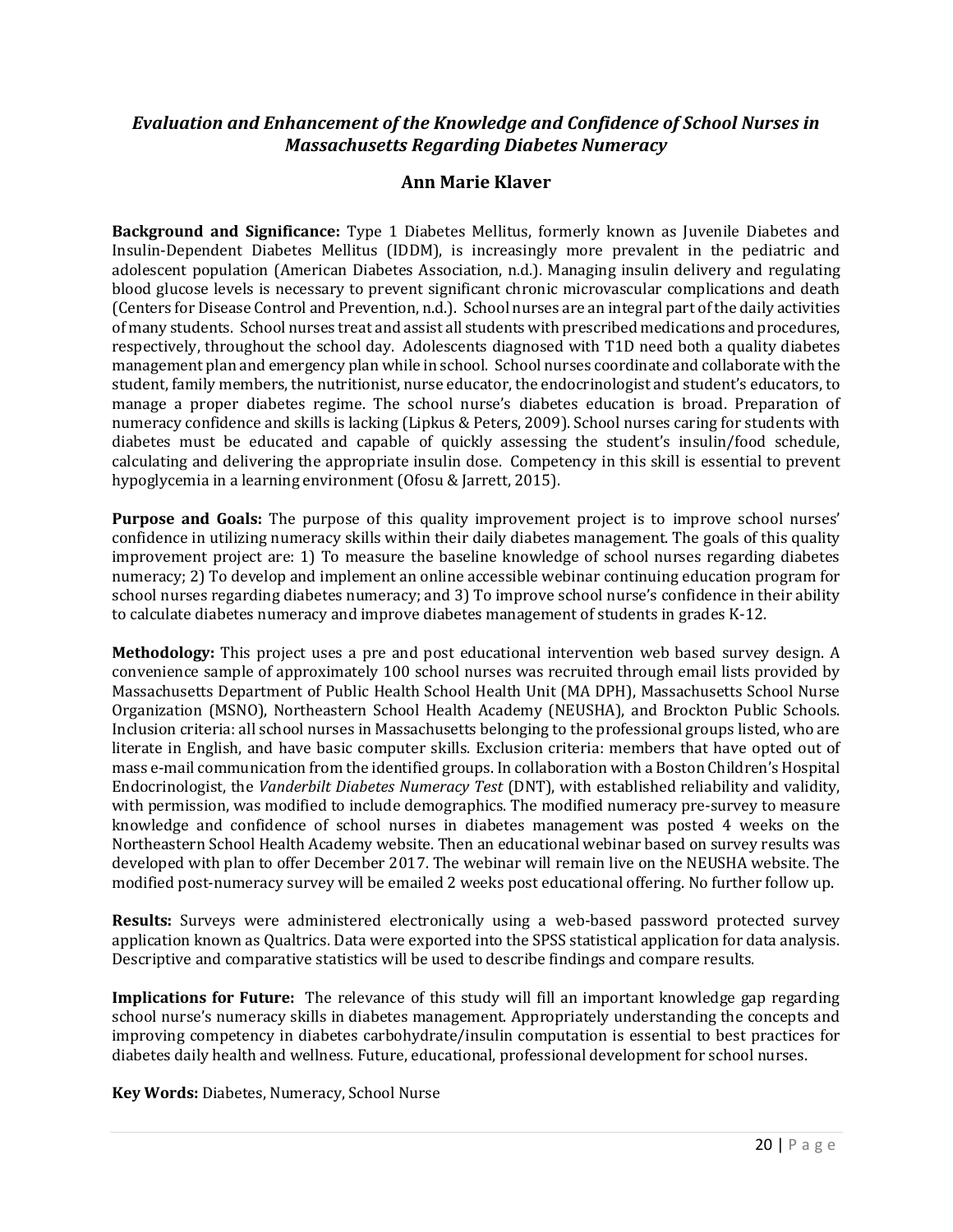## *Evaluation and Enhancement of the Knowledge and Confidence of School Nurses in Massachusetts Regarding Diabetes Numeracy*

### Ann Marie Klaver

**Background and Significance:** Type 1 Diabetes Mellitus, formerly known as Juvenile Diabetes and Insulin-Dependent Diabetes Mellitus (IDDM), is increasingly more prevalent in the pediatric and adolescent population (American Diabetes Association, n.d.). Managing insulin delivery and regulating blood glucose levels is necessary to prevent significant chronic microvascular complications and death (Centers for Disease Control and Prevention, n.d.). School nurses are an integral part of the daily activities of many students. School nurses treat and assist all students with prescribed medications and procedures, respectively, throughout the school day. Adolescents diagnosed with T1D need both a quality diabetes management plan and emergency plan while in school. School nurses coordinate and collaborate with the student, family members, the nutritionist, nurse educator, the endocrinologist and student's educators, to manage a proper diabetes regime. The school nurse's diabetes education is broad. Preparation of numeracy confidence and skills is lacking (Lipkus & Peters, 2009). School nurses caring for students with diabetes must be educated and capable of quickly assessing the student's insulin/food schedule, calculating and delivering the appropriate insulin dose. Competency in this skill is essential to prevent hypoglycemia in a learning environment (Ofosu & Jarrett, 2015).

**Purpose and Goals:** The purpose of this quality improvement project is to improve school nurses' confidence in utilizing numeracy skills within their daily diabetes management. The goals of this quality improvement project are: 1) To measure the baseline knowledge of school nurses regarding diabetes numeracy; 2) To develop and implement an online accessible webinar continuing education program for school nurses regarding diabetes numeracy; and 3) To improve school nurse's confidence in their ability to calculate diabetes numeracy and improve diabetes management of students in grades K-12.

**Methodology:** This project uses a pre and post educational intervention web based survey design. A convenience sample of approximately 100 school nurses was recruited through email lists provided by Massachusetts Department of Public Health School Health Unit (MA DPH), Massachusetts School Nurse Organization (MSNO), Northeastern School Health Academy (NEUSHA), and Brockton Public Schools. Inclusion criteria: all school nurses in Massachusetts belonging to the professional groups listed, who are literate in English, and have basic computer skills. Exclusion criteria: members that have opted out of mass e-mail communication from the identified groups. In collaboration with a Boston Children's Hospital Endocrinologist, the *Vanderbilt Diabetes Numeracy Test* (DNT), with established reliability and validity, with permission, was modified to include demographics. The modified numeracy pre-survey to measure knowledge and confidence of school nurses in diabetes management was posted 4 weeks on the Northeastern School Health Academy website. Then an educational webinar based on survey results was developed with plan to offer December 2017. The webinar will remain live on the NEUSHA website. The modified post-numeracy survey will be emailed 2 weeks post educational offering. No further follow up.

**Results:** Surveys were administered electronically using a web-based password protected survey application known as Qualtrics. Data were exported into the SPSS statistical application for data analysis. Descriptive and comparative statistics will be used to describe findings and compare results.

**Implications for Future:** The relevance of this study will fill an important knowledge gap regarding school nurse's numeracy skills in diabetes management. Appropriately understanding the concepts and improving competency in diabetes carbohydrate/insulin computation is essential to best practices for diabetes daily health and wellness. Future, educational, professional development for school nurses.

**Key Words:** Diabetes, Numeracy, School Nurse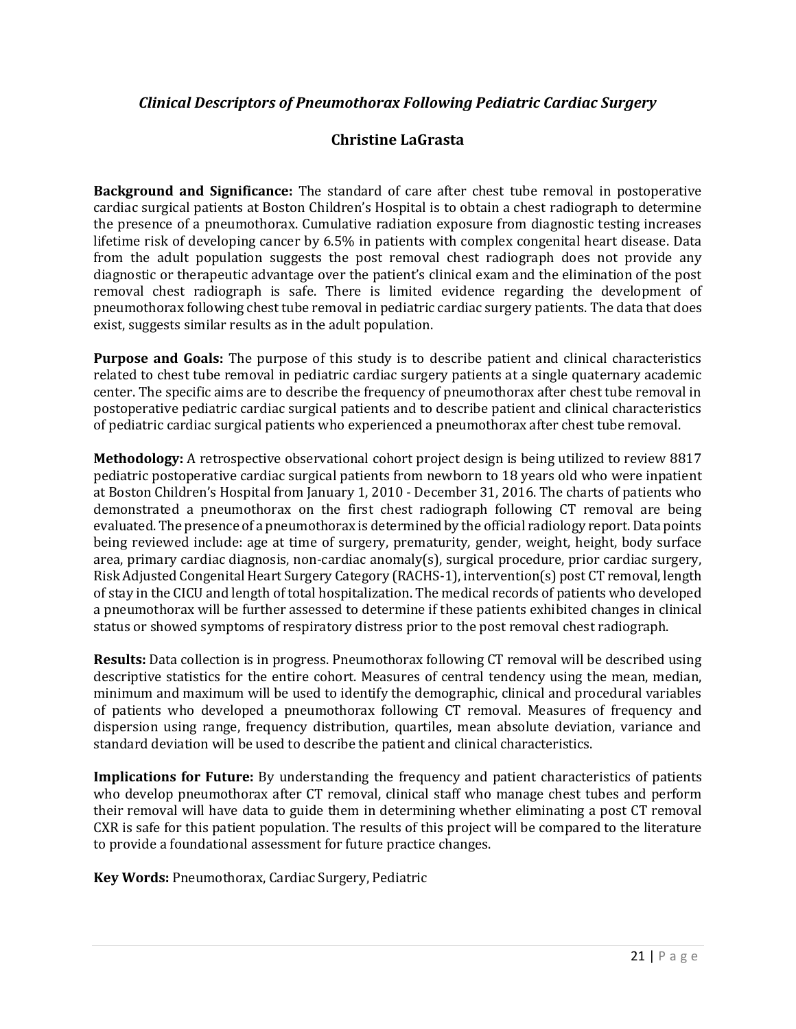## *Clinical Descriptors of Pneumothorax Following Pediatric Cardiac Surgery*

### Christine LaGrasta

**Background and Significance:** The standard of care after chest tube removal in postoperative cardiac surgical patients at Boston Children's Hospital is to obtain a chest radiograph to determine the presence of a pneumothorax. Cumulative radiation exposure from diagnostic testing increases lifetime risk of developing cancer by 6.5% in patients with complex congenital heart disease. Data from the adult population suggests the post removal chest radiograph does not provide any diagnostic or therapeutic advantage over the patient's clinical exam and the elimination of the post removal chest radiograph is safe. There is limited evidence regarding the development of pneumothorax following chest tube removal in pediatric cardiac surgery patients. The data that does exist, suggests similar results as in the adult population.

**Purpose and Goals:** The purpose of this study is to describe patient and clinical characteristics related to chest tube removal in pediatric cardiac surgery patients at a single quaternary academic center. The specific aims are to describe the frequency of pneumothorax after chest tube removal in postoperative pediatric cardiac surgical patients and to describe patient and clinical characteristics of pediatric cardiac surgical patients who experienced a pneumothorax after chest tube removal.

**Methodology:** A retrospective observational cohort project design is being utilized to review 8817 pediatric postoperative cardiac surgical patients from newborn to 18 years old who were inpatient at Boston Children's Hospital from January 1, 2010 - December 31, 2016. The charts of patients who demonstrated a pneumothorax on the first chest radiograph following CT removal are being evaluated. The presence of a pneumothorax is determined by the official radiology report. Data points being reviewed include: age at time of surgery, prematurity, gender, weight, height, body surface area, primary cardiac diagnosis, non-cardiac anomaly(s), surgical procedure, prior cardiac surgery, Risk Adjusted Congenital Heart Surgery Category (RACHS-1), intervention(s) post CT removal, length of stay in the CICU and length of total hospitalization. The medical records of patients who developed a pneumothorax will be further assessed to determine if these patients exhibited changes in clinical status or showed symptoms of respiratory distress prior to the post removal chest radiograph.

**Results:** Data collection is in progress. Pneumothorax following CT removal will be described using descriptive statistics for the entire cohort. Measures of central tendency using the mean, median, minimum and maximum will be used to identify the demographic, clinical and procedural variables of patients who developed a pneumothorax following CT removal. Measures of frequency and dispersion using range, frequency distribution, quartiles, mean absolute deviation, variance and standard deviation will be used to describe the patient and clinical characteristics.

**Implications for Future:** By understanding the frequency and patient characteristics of patients who develop pneumothorax after CT removal, clinical staff who manage chest tubes and perform their removal will have data to guide them in determining whether eliminating a post CT removal CXR is safe for this patient population. The results of this project will be compared to the literature to provide a foundational assessment for future practice changes.

**Key Words:** Pneumothorax, Cardiac Surgery, Pediatric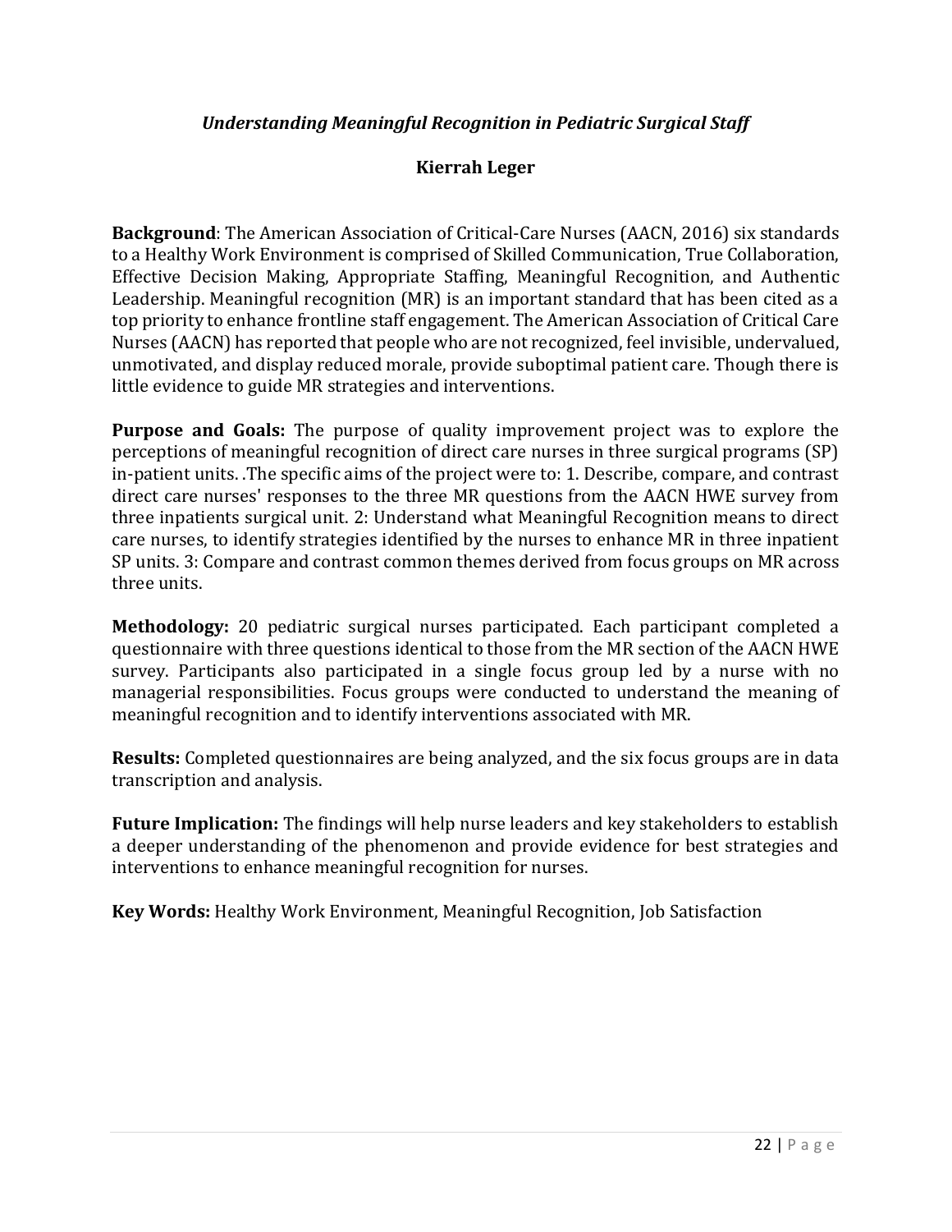## *Understanding Meaningful Recognition in Pediatric Surgical Staff*

**Kierrah Leger**

**Background**: The American Association of Critical-Care Nurses (AACN, 2016) six standards to a Healthy Work Environment is comprised of Skilled Communication, True Collaboration, Effective Decision Making, Appropriate Staffing, Meaningful Recognition, and Authentic Leadership. Meaningful recognition (MR) is an important standard that has been cited as a top priority to enhance frontline staff engagement. The American Association of Critical Care Nurses (AACN) has reported that people who are not recognized, feel invisible, undervalued, unmotivated, and display reduced morale, provide suboptimal patient care. Though there is little evidence to guide MR strategies and interventions.

**Purpose and Goals:** The purpose of quality improvement project was to explore the perceptions of meaningful recognition of direct care nurses in three surgical programs (SP) in-patient units. .The specific aims of the project were to: 1. Describe, compare, and contrast direct care nurses' responses to the three MR questions from the AACN HWE survey from three inpatients surgical unit. 2: Understand what Meaningful Recognition means to direct care nurses, to identify strategies identified by the nurses to enhance MR in three inpatient SP units. 3: Compare and contrast common themes derived from focus groups on MR across three units.

**Methodology:** 20 pediatric surgical nurses participated. Each participant completed a questionnaire with three questions identical to those from the MR section of the AACN HWE survey. Participants also participated in a single focus group led by a nurse with no managerial responsibilities. Focus groups were conducted to understand the meaning of meaningful recognition and to identify interventions associated with MR.

**Results:** Completed questionnaires are being analyzed, and the six focus groups are in data transcription and analysis.

**Future Implication:** The findings will help nurse leaders and key stakeholders to establish a deeper understanding of the phenomenon and provide evidence for best strategies and interventions to enhance meaningful recognition for nurses.

**Key Words:** Healthy Work Environment, Meaningful Recognition, Job Satisfaction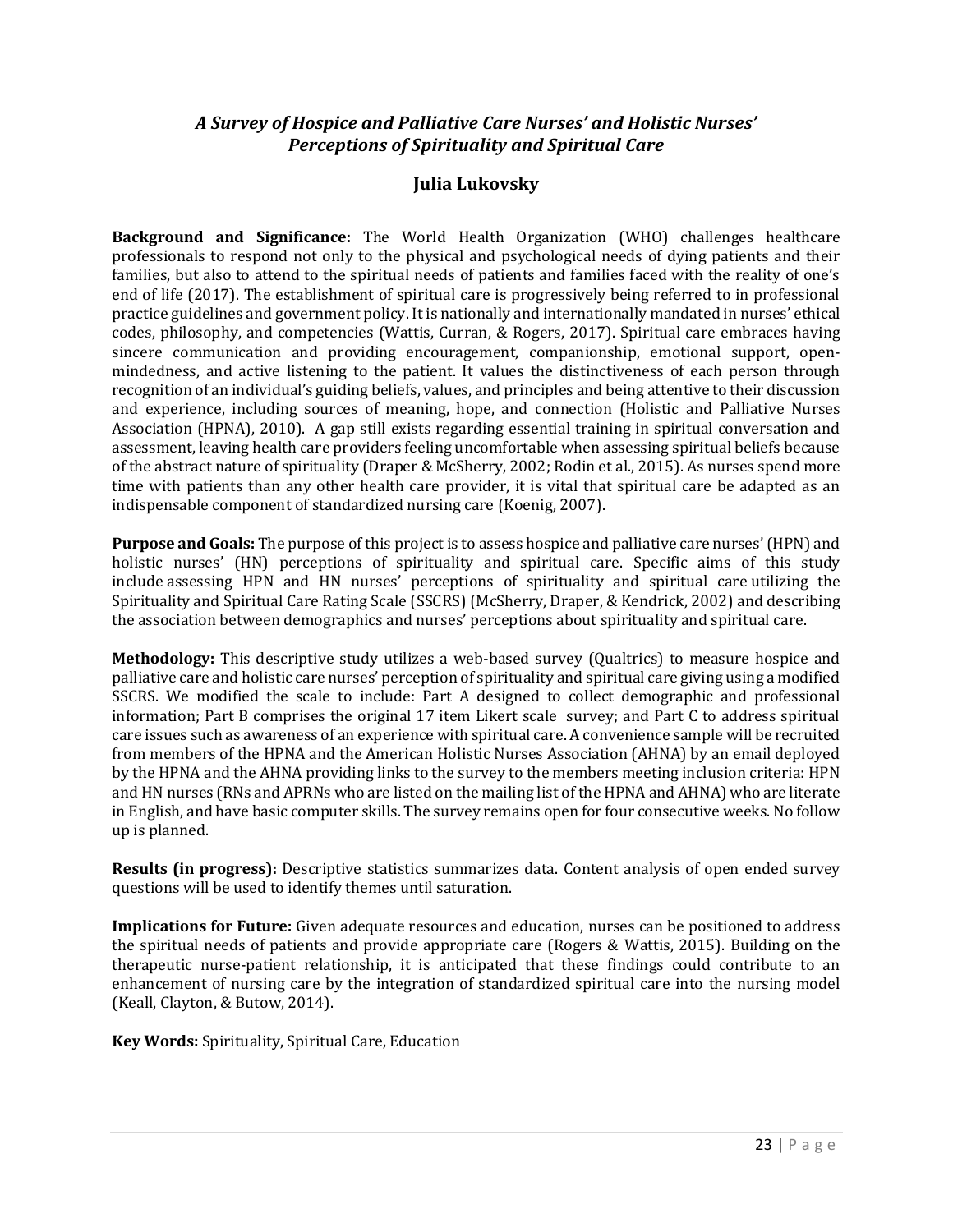## *A Survey of Hospice and Palliative Care Nurses' and Holistic Nurses' Perceptions of Spirituality and Spiritual Care*

### Julia Lukovsky

**Background and Significance:** The World Health Organization (WHO) challenges healthcare professionals to respond not only to the physical and psychological needs of dying patients and their families, but also to attend to the spiritual needs of patients and families faced with the reality of one's end of life (2017). The establishment of spiritual care is progressively being referred to in professional practice guidelines and government policy. It is nationally and internationally mandated in nurses' ethical codes, philosophy, and competencies (Wattis, Curran, & Rogers, 2017). Spiritual care embraces having sincere communication and providing encouragement, companionship, emotional support, open-mindedness, and active listening to the patient. It values the distinctiveness of each person through recognition of an individual's guiding beliefs, values, and principles and being attentive to their discussion and experience, including sources of meaning, hope, and connection (Holistic and Palliative Nurses Association (HPNA), 2010). A gap still exists regarding essential training in spiritual conversation and assessment, leaving health care providers feeling uncomfortable when assessing spiritual beliefs because of the abstract nature of spirituality (Draper & McSherry, 2002; Rodin et al., 2015). As nurses spend more time with patients than any other health care provider, it is vital that spiritual care be adapted as an indispensable component of standardized nursing care (Koenig, 2007).

**Purpose and Goals:** The purpose of this project is to assess hospice and palliative care nurses' (HPN) and holistic nurses' (HN) perceptions of spirituality and spiritual care. Specific aims of this study include assessing HPN and HN nurses' perceptions of spirituality and spiritual care utilizing the Spirituality and Spiritual Care Rating Scale (SSCRS) (McSherry, Draper, & Kendrick, 2002) and describing the association between demographics and nurses' perceptions about spirituality and spiritual care.

**Methodology:** This descriptive study utilizes a web-based survey (Qualtrics) to measure hospice and palliative care and holistic care nurses' perception of spirituality and spiritual care giving using a modified SSCRS. We modified the scale to include: Part A designed to collect demographic and professional information; Part B comprises the original 17 item Likert scale survey; and Part C to address spiritual care issues such as awareness of an experience with spiritual care. A convenience sample will be recruited from members of the HPNA and the American Holistic Nurses Association (AHNA) by an email deployed by the HPNA and the AHNA providing links to the survey to the members meeting inclusion criteria: HPN and HN nurses (RNs and APRNs who are listed on the mailing list of the HPNA and AHNA) who are literate in English, and have basic computer skills. The survey remains open for four consecutive weeks. No follow up is planned.

**Results (in progress):** Descriptive statistics summarizes data. Content analysis of open ended survey questions will be used to identify themes until saturation.

**Implications for Future:** Given adequate resources and education, nurses can be positioned to address the spiritual needs of patients and provide appropriate care (Rogers & Wattis, 2015). Building on the therapeutic nurse-patient relationship, it is anticipated that these findings could contribute to an enhancement of nursing care by the integration of standardized spiritual care into the nursing model (Keall, Clayton, & Butow, 2014).

**Key Words:** Spirituality, Spiritual Care, Education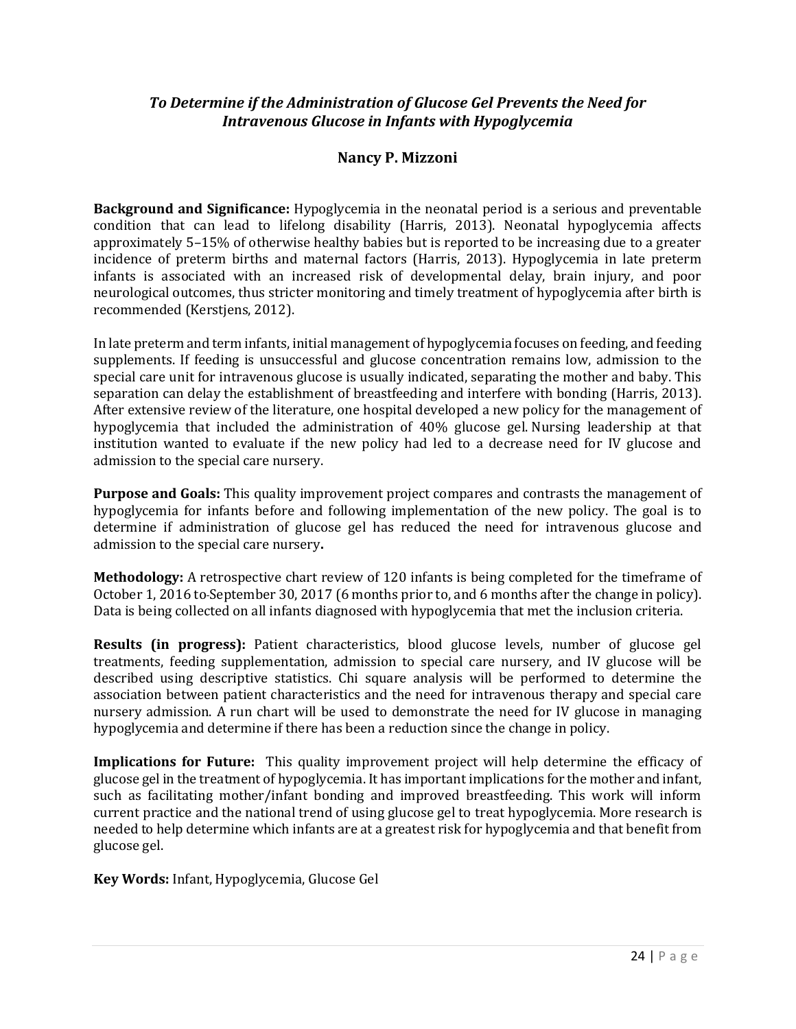## *To Determine if the Administration of Glucose Gel Prevents the Need for Intravenous Glucose in Infants with Hypoglycemia*

### Nancy P. Mizzoni

**Background and Significance:** Hypoglycemia in the neonatal period is a serious and preventable condition that can lead to lifelong disability (Harris, 2013). Neonatal hypoglycemia affects approximately 5–15% of otherwise healthy babies but is reported to be increasing due to a greater incidence of preterm births and maternal factors (Harris, 2013). Hypoglycemia in late preterm infants is associated with an increased risk of developmental delay, brain injury, and poor neurological outcomes, thus stricter monitoring and timely treatment of hypoglycemia after birth is recommended (Kerstjens, 2012).

In late preterm and term infants, initial management of hypoglycemia focuses on feeding, and feeding supplements. If feeding is unsuccessful and glucose concentration remains low, admission to the special care unit for intravenous glucose is usually indicated, separating the mother and baby. This separation can delay the establishment of breastfeeding and interfere with bonding (Harris, 2013). After extensive review of the literature, one hospital developed a new policy for the management of hypoglycemia that included the administration of 40% glucose gel. Nursing leadership at that institution wanted to evaluate if the new policy had led to a decrease need for IV glucose and admission to the special care nursery.

**Purpose and Goals:** This quality improvement project compares and contrasts the management of hypoglycemia for infants before and following implementation of the new policy. The goal is to determine if administration of glucose gel has reduced the need for intravenous glucose and admission to the special care nursery**.**

**Methodology:** A retrospective chart review of 120 infants is being completed for the timeframe of October 1, 2016 to September 30, 2017 (6 months prior to, and 6 months after the change in policy). Data is being collected on all infants diagnosed with hypoglycemia that met the inclusion criteria.

**Results (in progress):** Patient characteristics, blood glucose levels, number of glucose gel treatments, feeding supplementation, admission to special care nursery, and IV glucose will be described using descriptive statistics. Chi square analysis will be performed to determine the association between patient characteristics and the need for intravenous therapy and special care nursery admission. A run chart will be used to demonstrate the need for IV glucose in managing hypoglycemia and determine if there has been a reduction since the change in policy.

**Implications for Future:** This quality improvement project will help determine the efficacy of glucose gel in the treatment of hypoglycemia. It has important implications for the mother and infant, such as facilitating mother/infant bonding and improved breastfeeding. This work will inform current practice and the national trend of using glucose gel to treat hypoglycemia. More research is needed to help determine which infants are at a greatest risk for hypoglycemia and that benefit from glucose gel.

**Key Words:** Infant, Hypoglycemia, Glucose Gel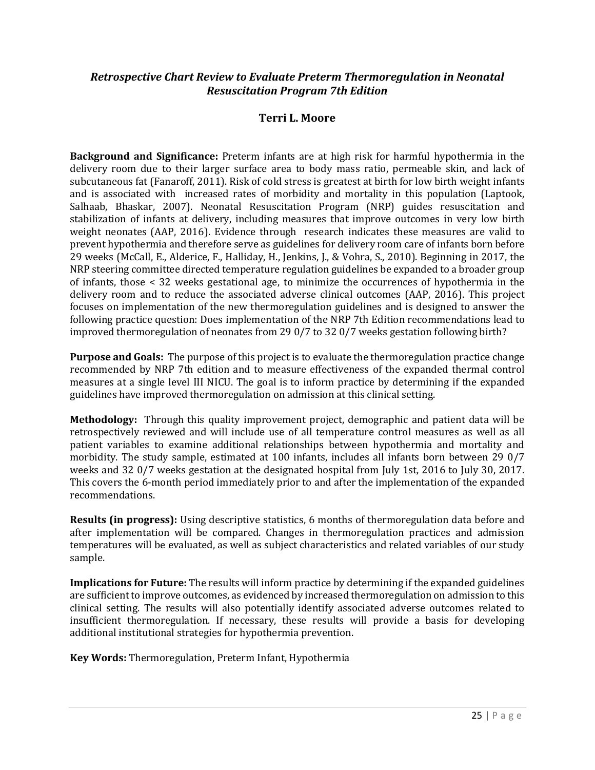## *Retrospective Chart Review to Evaluate Preterm Thermoregulation in Neonatal Resuscitation Program 7th Edition*

### Terri L. Moore

**Background and Significance:** Preterm infants are at high risk for harmful hypothermia in the delivery room due to their larger surface area to body mass ratio, permeable skin, and lack of subcutaneous fat (Fanaroff, 2011). Risk of cold stress is greatest at birth for low birth weight infants and is associated with increased rates of morbidity and mortality in this population (Laptook, Salhaab, Bhaskar, 2007). Neonatal Resuscitation Program (NRP) guides resuscitation and stabilization of infants at delivery, including measures that improve outcomes in very low birth weight neonates (AAP, 2016). Evidence through research indicates these measures are valid to prevent hypothermia and therefore serve as guidelines for delivery room care of infants born before 29 weeks (McCall, E., Alderice, F., Halliday, H., Jenkins, J., & Vohra, S., 2010). Beginning in 2017, the NRP steering committee directed temperature regulation guidelines be expanded to a broader group of infants, those < 32 weeks gestational age, to minimize the occurrences of hypothermia in the delivery room and to reduce the associated adverse clinical outcomes (AAP, 2016). This project focuses on implementation of the new thermoregulation guidelines and is designed to answer the following practice question: Does implementation of the NRP 7th Edition recommendations lead to improved thermoregulation of neonates from 29 0/7 to 32 0/7 weeks gestation following birth?

**Purpose and Goals:** The purpose of this project is to evaluate the thermoregulation practice change recommended by NRP 7th edition and to measure effectiveness of the expanded thermal control measures at a single level III NICU. The goal is to inform practice by determining if the expanded guidelines have improved thermoregulation on admission at this clinical setting.

**Methodology:** Through this quality improvement project, demographic and patient data will be retrospectively reviewed and will include use of all temperature control measures as well as all patient variables to examine additional relationships between hypothermia and mortality and morbidity. The study sample, estimated at 100 infants, includes all infants born between 29 0/7 weeks and 32 0/7 weeks gestation at the designated hospital from July 1st, 2016 to July 30, 2017. This covers the 6-month period immediately prior to and after the implementation of the expanded recommendations.

**Results (in progress):** Using descriptive statistics, 6 months of thermoregulation data before and after implementation will be compared. Changes in thermoregulation practices and admission temperatures will be evaluated, as well as subject characteristics and related variables of our study sample.

**Implications for Future:** The results will inform practice by determining if the expanded guidelines are sufficient to improve outcomes, as evidenced by increased thermoregulation on admission to this clinical setting. The results will also potentially identify associated adverse outcomes related to insufficient thermoregulation. If necessary, these results will provide a basis for developing additional institutional strategies for hypothermia prevention.

**Key Words:** Thermoregulation, Preterm Infant, Hypothermia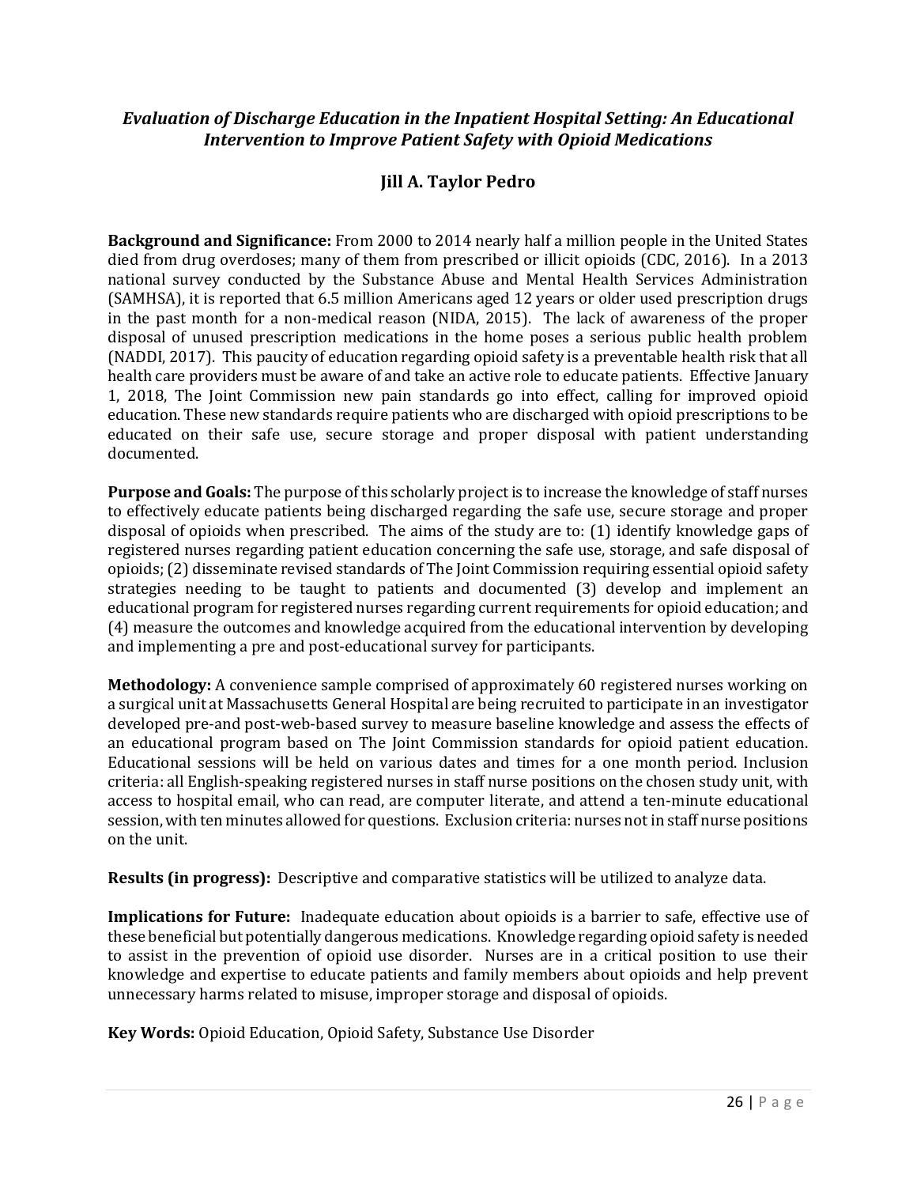## *Evaluation of Discharge Education in the Inpatient Hospital Setting: An Educational Intervention to Improve Patient Safety with Opioid Medications*

### Jill A. Taylor Pedro

**Background and Significance:** From 2000 to 2014 nearly half a million people in the United States died from drug overdoses; many of them from prescribed or illicit opioids (CDC, 2016). In a 2013 national survey conducted by the Substance Abuse and Mental Health Services Administration (SAMHSA), it is reported that 6.5 million Americans aged 12 years or older used prescription drugs in the past month for a non-medical reason (NIDA, 2015). The lack of awareness of the proper disposal of unused prescription medications in the home poses a serious public health problem (NADDI, 2017). This paucity of education regarding opioid safety is a preventable health risk that all health care providers must be aware of and take an active role to educate patients. Effective January 1, 2018, The Joint Commission new pain standards go into effect, calling for improved opioid education. These new standards require patients who are discharged with opioid prescriptions to be educated on their safe use, secure storage and proper disposal with patient understanding documented.

**Purpose and Goals:** The purpose of this scholarly project is to increase the knowledge of staff nurses to effectively educate patients being discharged regarding the safe use, secure storage and proper disposal of opioids when prescribed. The aims of the study are to: (1) identify knowledge gaps of registered nurses regarding patient education concerning the safe use, storage, and safe disposal of opioids; (2) disseminate revised standards of The Joint Commission requiring essential opioid safety strategies needing to be taught to patients and documented (3) develop and implement an educational program for registered nurses regarding current requirements for opioid education; and (4) measure the outcomes and knowledge acquired from the educational intervention by developing and implementing a pre and post-educational survey for participants.

**Methodology:** A convenience sample comprised of approximately 60 registered nurses working on a surgical unit at Massachusetts General Hospital are being recruited to participate in an investigator developed pre-and post-web-based survey to measure baseline knowledge and assess the effects of an educational program based on The Joint Commission standards for opioid patient education. Educational sessions will be held on various dates and times for a one month period. Inclusion criteria: all English-speaking registered nurses in staff nurse positions on the chosen study unit, with access to hospital email, who can read, are computer literate, and attend a ten-minute educational session, with ten minutes allowed for questions. Exclusion criteria: nurses not in staff nurse positions on the unit.

**Results (in progress):** Descriptive and comparative statistics will be utilized to analyze data.

**Implications for Future:** Inadequate education about opioids is a barrier to safe, effective use of these beneficial but potentially dangerous medications. Knowledge regarding opioid safety is needed to assist in the prevention of opioid use disorder. Nurses are in a critical position to use their knowledge and expertise to educate patients and family members about opioids and help prevent unnecessary harms related to misuse, improper storage and disposal of opioids.

**Key Words:** Opioid Education, Opioid Safety, Substance Use Disorder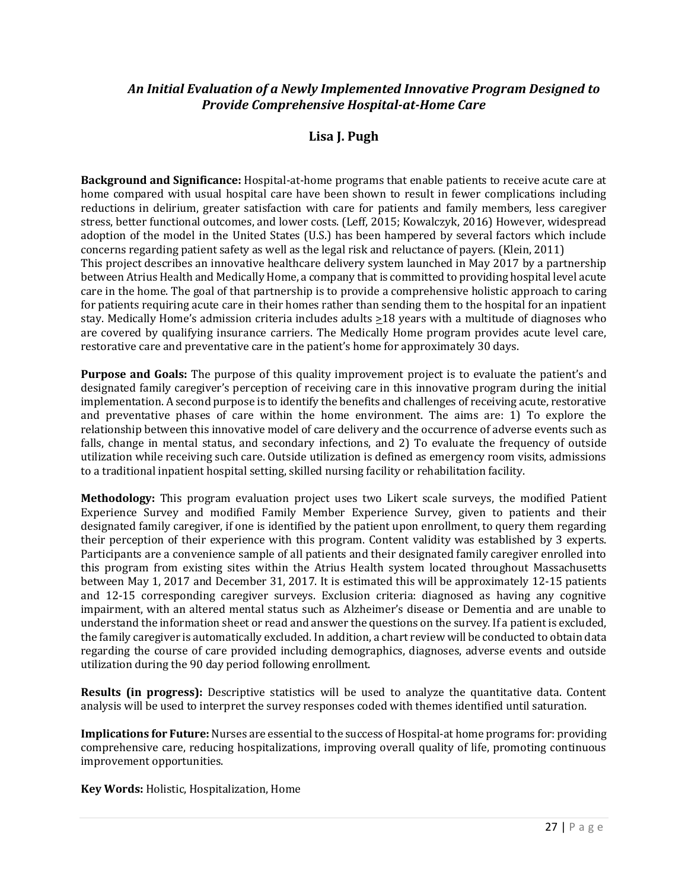## *An Initial Evaluation of a Newly Implemented Innovative Program Designed to Provide Comprehensive Hospital-at-Home Care*

### Lisa J. Pugh

**Background and Significance:** Hospital-at-home programs that enable patients to receive acute care at home compared with usual hospital care have been shown to result in fewer complications including reductions in delirium, greater satisfaction with care for patients and family members, less caregiver stress, better functional outcomes, and lower costs. (Leff, 2015; Kowalczyk, 2016) However, widespread adoption of the model in the United States (U.S.) has been hampered by several factors which include concerns regarding patient safety as well as the legal risk and reluctance of payers. (Klein, 2011)
This project describes an innovative healthcare delivery system launched in May 2017 by a partnership between Atrius Health and Medically Home, a company that is committed to providing hospital level acute care in the home. The goal of that partnership is to provide a comprehensive holistic approach to caring for patients requiring acute care in their homes rather than sending them to the hospital for an inpatient stay. Medically Home's admission criteria includes adults $\geq$18 years with a multitude of diagnoses who are covered by qualifying insurance carriers. The Medically Home program provides acute level care, restorative care and preventative care in the patient's home for approximately 30 days.

**Purpose and Goals:** The purpose of this quality improvement project is to evaluate the patient's and designated family caregiver's perception of receiving care in this innovative program during the initial implementation. A second purpose is to identify the benefits and challenges of receiving acute, restorative and preventative phases of care within the home environment. The aims are: 1) To explore the relationship between this innovative model of care delivery and the occurrence of adverse events such as falls, change in mental status, and secondary infections, and 2) To evaluate the frequency of outside utilization while receiving such care. Outside utilization is defined as emergency room visits, admissions to a traditional inpatient hospital setting, skilled nursing facility or rehabilitation facility.

**Methodology:** This program evaluation project uses two Likert scale surveys, the modified Patient Experience Survey and modified Family Member Experience Survey, given to patients and their designated family caregiver, if one is identified by the patient upon enrollment, to query them regarding their perception of their experience with this program. Content validity was established by 3 experts. Participants are a convenience sample of all patients and their designated family caregiver enrolled into this program from existing sites within the Atrius Health system located throughout Massachusetts between May 1, 2017 and December 31, 2017. It is estimated this will be approximately 12-15 patients and 12-15 corresponding caregiver surveys. Exclusion criteria: diagnosed as having any cognitive impairment, with an altered mental status such as Alzheimer's disease or Dementia and are unable to understand the information sheet or read and answer the questions on the survey. If a patient is excluded, the family caregiver is automatically excluded. In addition, a chart review will be conducted to obtain data regarding the course of care provided including demographics, diagnoses, adverse events and outside utilization during the 90 day period following enrollment.

**Results (in progress):** Descriptive statistics will be used to analyze the quantitative data. Content analysis will be used to interpret the survey responses coded with themes identified until saturation.

**Implications for Future:** Nurses are essential to the success of Hospital-at home programs for: providing comprehensive care, reducing hospitalizations, improving overall quality of life, promoting continuous improvement opportunities.

**Key Words:** Holistic, Hospitalization, Home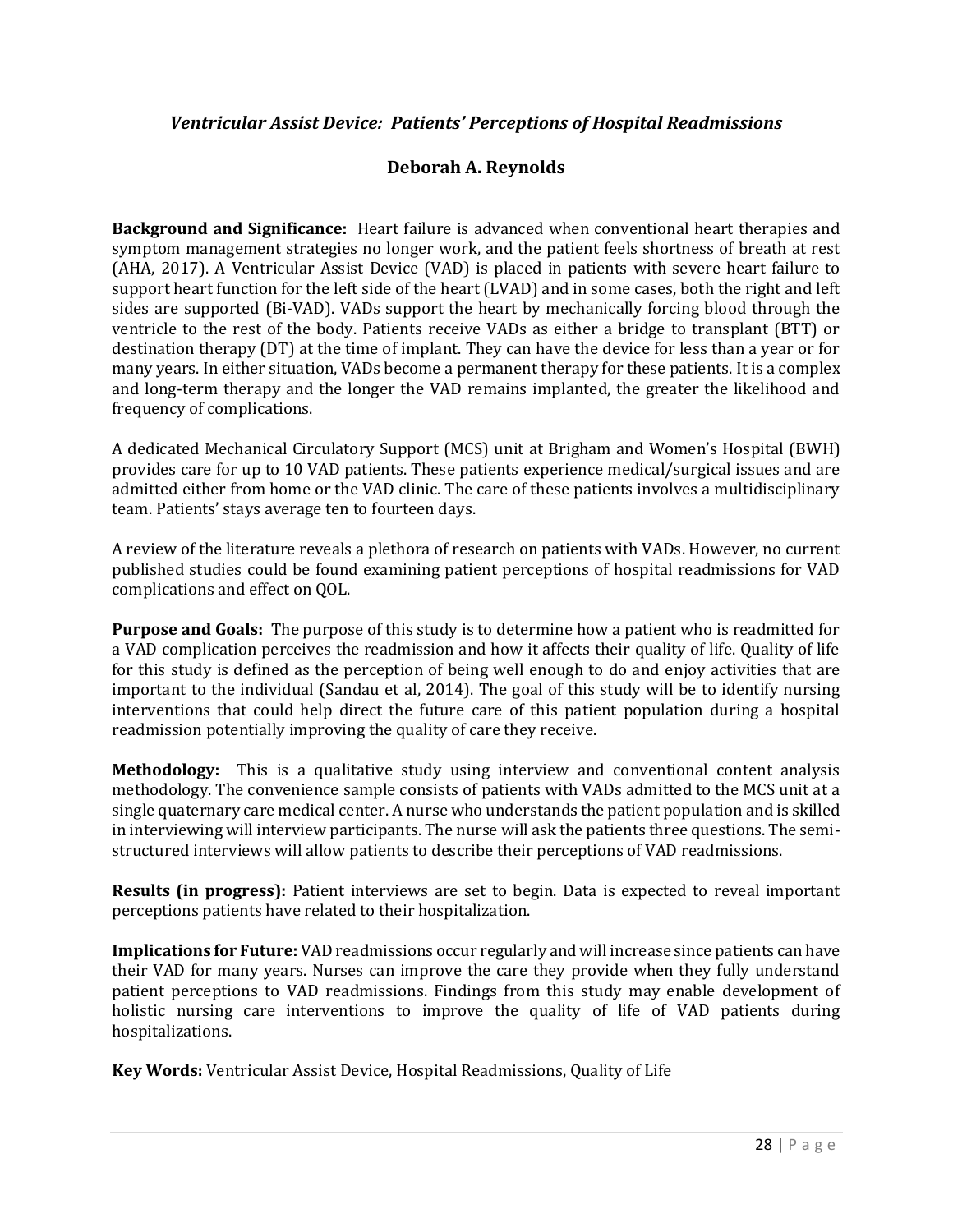## *Ventricular Assist Device: Patients' Perceptions of Hospital Readmissions*

### Deborah A. Reynolds

**Background and Significance:** Heart failure is advanced when conventional heart therapies and symptom management strategies no longer work, and the patient feels shortness of breath at rest (AHA, 2017). A Ventricular Assist Device (VAD) is placed in patients with severe heart failure to support heart function for the left side of the heart (LVAD) and in some cases, both the right and left sides are supported (Bi-VAD). VADs support the heart by mechanically forcing blood through the ventricle to the rest of the body. Patients receive VADs as either a bridge to transplant (BTT) or destination therapy (DT) at the time of implant. They can have the device for less than a year or for many years. In either situation, VADs become a permanent therapy for these patients. It is a complex and long-term therapy and the longer the VAD remains implanted, the greater the likelihood and frequency of complications.

A dedicated Mechanical Circulatory Support (MCS) unit at Brigham and Women's Hospital (BWH) provides care for up to 10 VAD patients. These patients experience medical/surgical issues and are admitted either from home or the VAD clinic. The care of these patients involves a multidisciplinary team. Patients' stays average ten to fourteen days.

A review of the literature reveals a plethora of research on patients with VADs. However, no current published studies could be found examining patient perceptions of hospital readmissions for VAD complications and effect on QOL.

**Purpose and Goals:** The purpose of this study is to determine how a patient who is readmitted for a VAD complication perceives the readmission and how it affects their quality of life. Quality of life for this study is defined as the perception of being well enough to do and enjoy activities that are important to the individual (Sandau et al, 2014). The goal of this study will be to identify nursing interventions that could help direct the future care of this patient population during a hospital readmission potentially improving the quality of care they receive.

**Methodology:** This is a qualitative study using interview and conventional content analysis methodology. The convenience sample consists of patients with VADs admitted to the MCS unit at a single quaternary care medical center. A nurse who understands the patient population and is skilled in interviewing will interview participants. The nurse will ask the patients three questions. The semi-structured interviews will allow patients to describe their perceptions of VAD readmissions.

**Results (in progress):** Patient interviews are set to begin. Data is expected to reveal important perceptions patients have related to their hospitalization.

**Implications for Future:** VAD readmissions occur regularly and will increase since patients can have their VAD for many years. Nurses can improve the care they provide when they fully understand patient perceptions to VAD readmissions. Findings from this study may enable development of holistic nursing care interventions to improve the quality of life of VAD patients during hospitalizations.

**Key Words:** Ventricular Assist Device, Hospital Readmissions, Quality of Life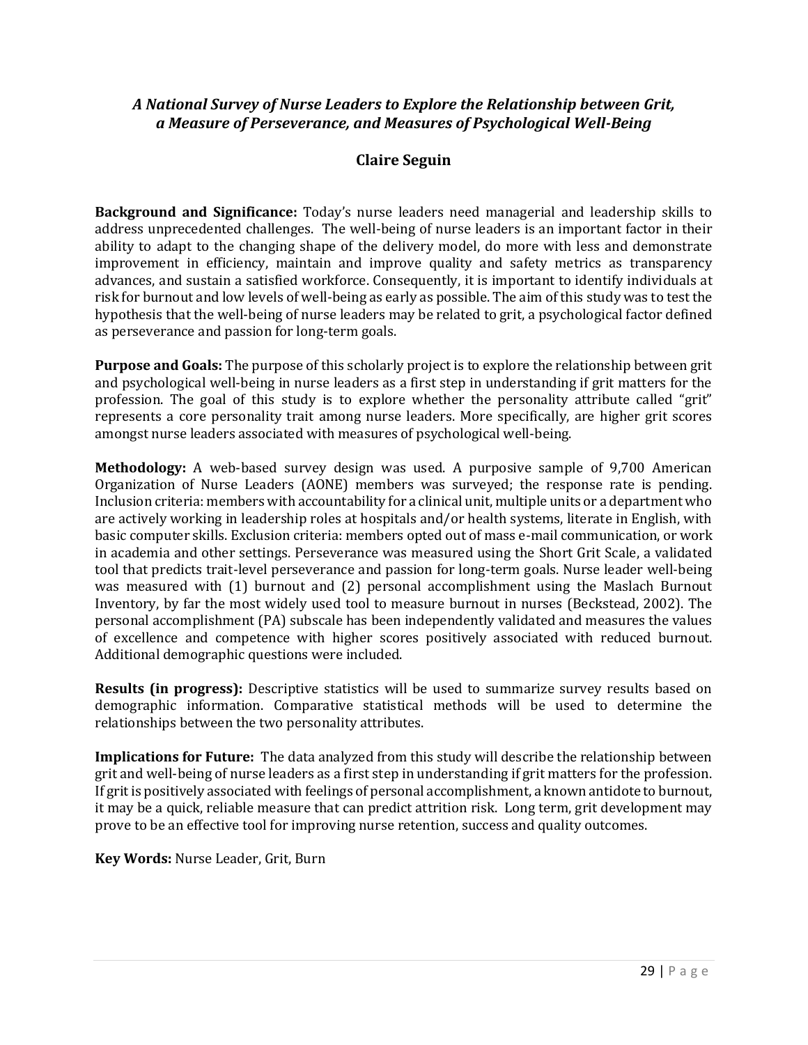## *A National Survey of Nurse Leaders to Explore the Relationship between Grit, a Measure of Perseverance, and Measures of Psychological Well-Being*

### Claire Seguin

**Background and Significance:** Today's nurse leaders need managerial and leadership skills to address unprecedented challenges. The well-being of nurse leaders is an important factor in their ability to adapt to the changing shape of the delivery model, do more with less and demonstrate improvement in efficiency, maintain and improve quality and safety metrics as transparency advances, and sustain a satisfied workforce. Consequently, it is important to identify individuals at risk for burnout and low levels of well-being as early as possible. The aim of this study was to test the hypothesis that the well-being of nurse leaders may be related to grit, a psychological factor defined as perseverance and passion for long-term goals.

**Purpose and Goals:** The purpose of this scholarly project is to explore the relationship between grit and psychological well-being in nurse leaders as a first step in understanding if grit matters for the profession. The goal of this study is to explore whether the personality attribute called "grit" represents a core personality trait among nurse leaders. More specifically, are higher grit scores amongst nurse leaders associated with measures of psychological well-being.

**Methodology:** A web-based survey design was used. A purposive sample of 9,700 American Organization of Nurse Leaders (AONE) members was surveyed; the response rate is pending. Inclusion criteria: members with accountability for a clinical unit, multiple units or a department who are actively working in leadership roles at hospitals and/or health systems, literate in English, with basic computer skills. Exclusion criteria: members opted out of mass e-mail communication, or work in academia and other settings. Perseverance was measured using the Short Grit Scale, a validated tool that predicts trait-level perseverance and passion for long-term goals. Nurse leader well-being was measured with (1) burnout and (2) personal accomplishment using the Maslach Burnout Inventory, by far the most widely used tool to measure burnout in nurses (Beckstead, 2002). The personal accomplishment (PA) subscale has been independently validated and measures the values of excellence and competence with higher scores positively associated with reduced burnout. Additional demographic questions were included.

**Results (in progress):** Descriptive statistics will be used to summarize survey results based on demographic information. Comparative statistical methods will be used to determine the relationships between the two personality attributes.

**Implications for Future:** The data analyzed from this study will describe the relationship between grit and well-being of nurse leaders as a first step in understanding if grit matters for the profession. If grit is positively associated with feelings of personal accomplishment, a known antidote to burnout, it may be a quick, reliable measure that can predict attrition risk. Long term, grit development may prove to be an effective tool for improving nurse retention, success and quality outcomes.

**Key Words:** Nurse Leader, Grit, Burn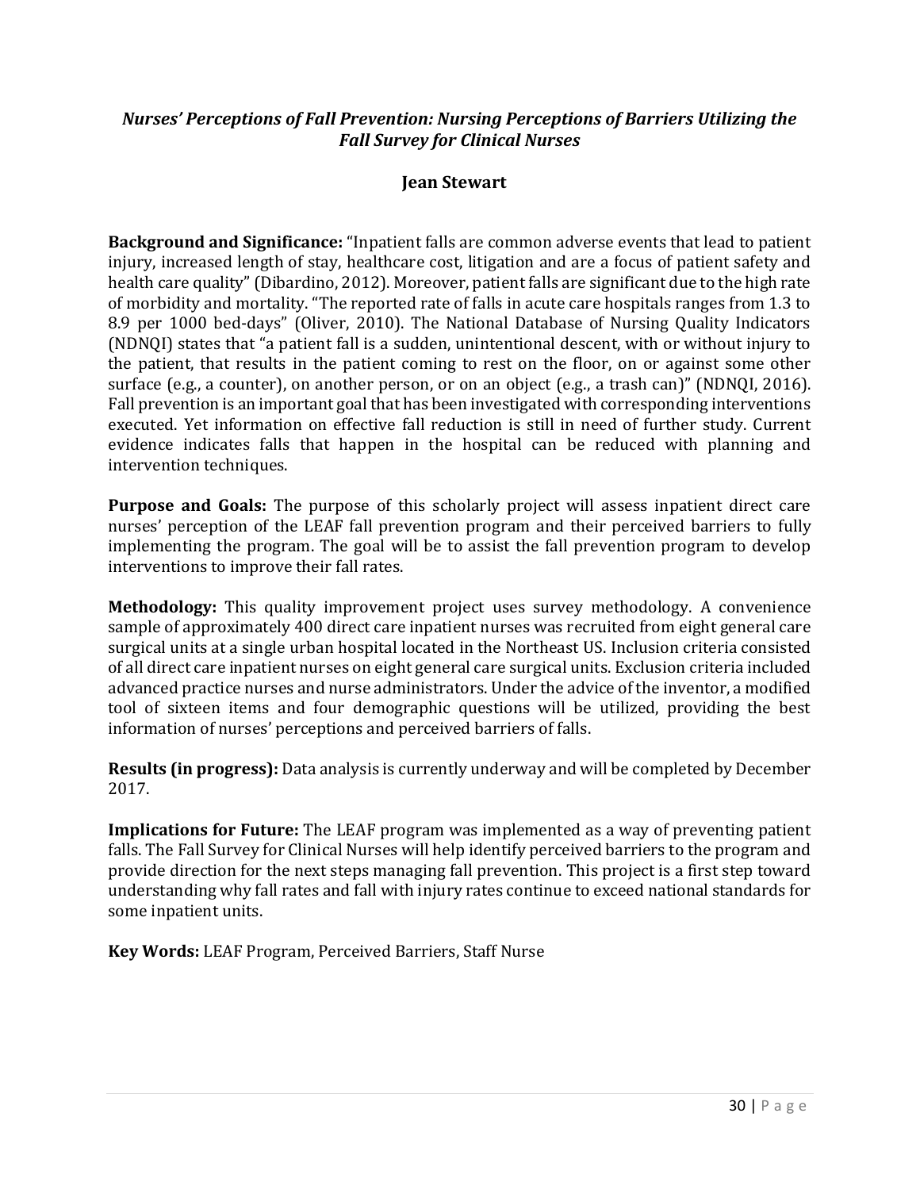## *Nurses' Perceptions of Fall Prevention: Nursing Perceptions of Barriers Utilizing the Fall Survey for Clinical Nurses*

### Jean Stewart

**Background and Significance:** "Inpatient falls are common adverse events that lead to patient injury, increased length of stay, healthcare cost, litigation and are a focus of patient safety and health care quality" (Dibardino, 2012). Moreover, patient falls are significant due to the high rate of morbidity and mortality. "The reported rate of falls in acute care hospitals ranges from 1.3 to 8.9 per 1000 bed-days" (Oliver, 2010). The National Database of Nursing Quality Indicators (NDNQI) states that "a patient fall is a sudden, unintentional descent, with or without injury to the patient, that results in the patient coming to rest on the floor, on or against some other surface (e.g., a counter), on another person, or on an object (e.g., a trash can)" (NDNQI, 2016). Fall prevention is an important goal that has been investigated with corresponding interventions executed. Yet information on effective fall reduction is still in need of further study. Current evidence indicates falls that happen in the hospital can be reduced with planning and intervention techniques.

**Purpose and Goals:** The purpose of this scholarly project will assess inpatient direct care nurses' perception of the LEAF fall prevention program and their perceived barriers to fully implementing the program. The goal will be to assist the fall prevention program to develop interventions to improve their fall rates.

**Methodology:** This quality improvement project uses survey methodology. A convenience sample of approximately 400 direct care inpatient nurses was recruited from eight general care surgical units at a single urban hospital located in the Northeast US. Inclusion criteria consisted of all direct care inpatient nurses on eight general care surgical units. Exclusion criteria included advanced practice nurses and nurse administrators. Under the advice of the inventor, a modified tool of sixteen items and four demographic questions will be utilized, providing the best information of nurses' perceptions and perceived barriers of falls.

**Results (in progress):** Data analysis is currently underway and will be completed by December 2017.

**Implications for Future:** The LEAF program was implemented as a way of preventing patient falls. The Fall Survey for Clinical Nurses will help identify perceived barriers to the program and provide direction for the next steps managing fall prevention. This project is a first step toward understanding why fall rates and fall with injury rates continue to exceed national standards for some inpatient units.

**Key Words:** LEAF Program, Perceived Barriers, Staff Nurse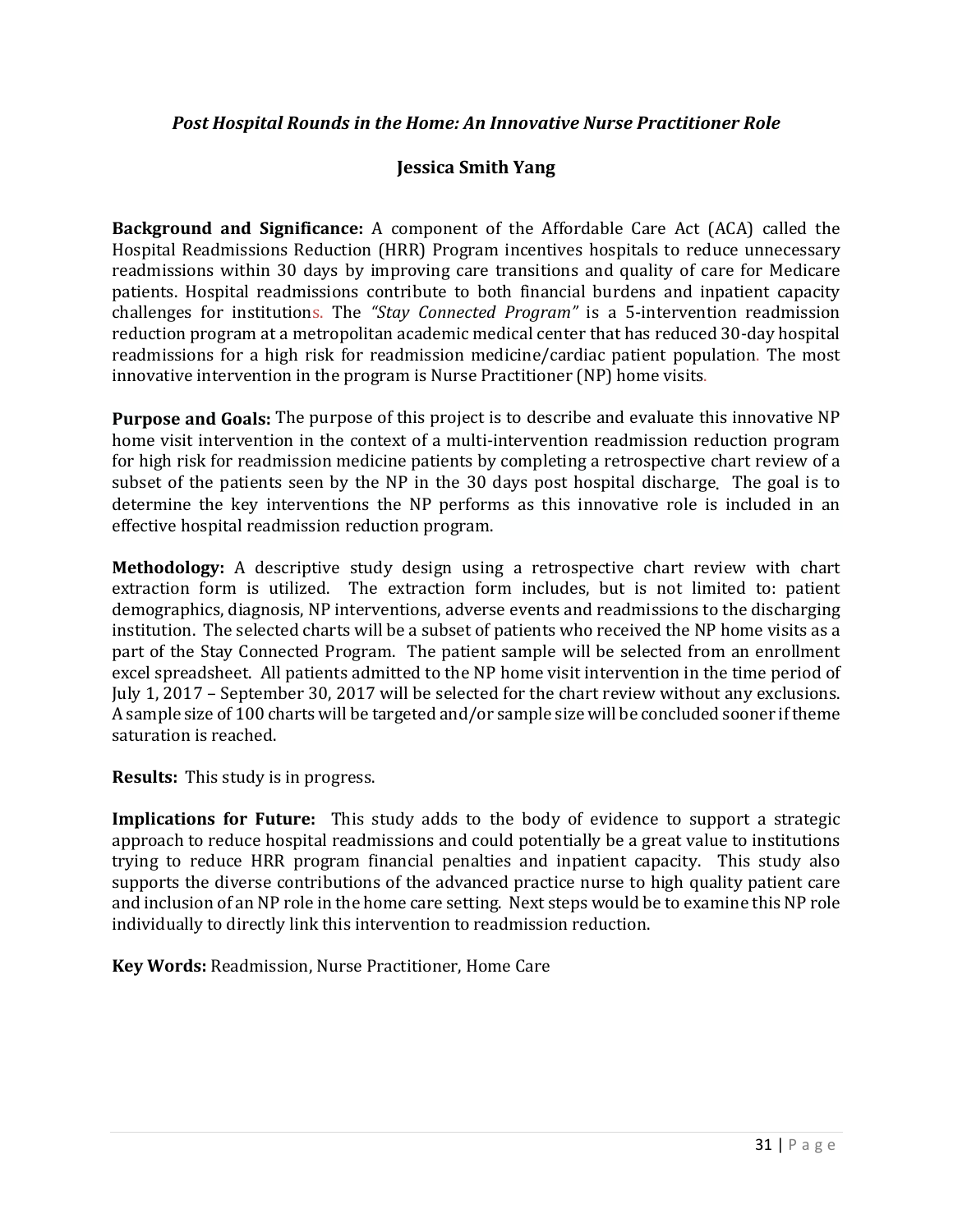## *Post Hospital Rounds in the Home: An Innovative Nurse Practitioner Role*

**Jessica Smith Yang**

**Background and Significance:** A component of the Affordable Care Act (ACA) called the Hospital Readmissions Reduction (HRR) Program incentives hospitals to reduce unnecessary readmissions within 30 days by improving care transitions and quality of care for Medicare patients. Hospital readmissions contribute to both financial burdens and inpatient capacity challenges for institutions. The *"Stay Connected Program"* is a 5-intervention readmission reduction program at a metropolitan academic medical center that has reduced 30-day hospital readmissions for a high risk for readmission medicine/cardiac patient population. The most innovative intervention in the program is Nurse Practitioner (NP) home visits.

**Purpose and Goals:** The purpose of this project is to describe and evaluate this innovative NP home visit intervention in the context of a multi-intervention readmission reduction program for high risk for readmission medicine patients by completing a retrospective chart review of a subset of the patients seen by the NP in the 30 days post hospital discharge. The goal is to determine the key interventions the NP performs as this innovative role is included in an effective hospital readmission reduction program.

**Methodology:** A descriptive study design using a retrospective chart review with chart extraction form is utilized. The extraction form includes, but is not limited to: patient demographics, diagnosis, NP interventions, adverse events and readmissions to the discharging institution. The selected charts will be a subset of patients who received the NP home visits as a part of the Stay Connected Program. The patient sample will be selected from an enrollment excel spreadsheet. All patients admitted to the NP home visit intervention in the time period of July 1, 2017 – September 30, 2017 will be selected for the chart review without any exclusions. A sample size of 100 charts will be targeted and/or sample size will be concluded sooner if theme saturation is reached.

**Results:** This study is in progress.

**Implications for Future:** This study adds to the body of evidence to support a strategic approach to reduce hospital readmissions and could potentially be a great value to institutions trying to reduce HRR program financial penalties and inpatient capacity. This study also supports the diverse contributions of the advanced practice nurse to high quality patient care and inclusion of an NP role in the home care setting. Next steps would be to examine this NP role individually to directly link this intervention to readmission reduction.

**Key Words:** Readmission, Nurse Practitioner, Home Care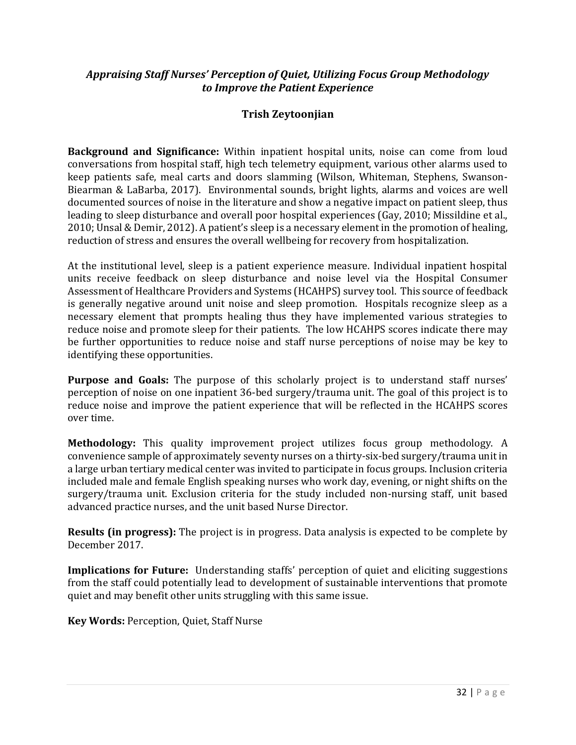## *Appraising Staff Nurses' Perception of Quiet, Utilizing Focus Group Methodology to Improve the Patient Experience*

### Trish Zeytoonjian

**Background and Significance:** Within inpatient hospital units, noise can come from loud conversations from hospital staff, high tech telemetry equipment, various other alarms used to keep patients safe, meal carts and doors slamming (Wilson, Whiteman, Stephens, Swanson-Biearman & LaBarba, 2017). Environmental sounds, bright lights, alarms and voices are well documented sources of noise in the literature and show a negative impact on patient sleep, thus leading to sleep disturbance and overall poor hospital experiences (Gay, 2010; Missildine et al., 2010; Unsal & Demir, 2012). A patient's sleep is a necessary element in the promotion of healing, reduction of stress and ensures the overall wellbeing for recovery from hospitalization.

At the institutional level, sleep is a patient experience measure. Individual inpatient hospital units receive feedback on sleep disturbance and noise level via the Hospital Consumer Assessment of Healthcare Providers and Systems (HCAHPS) survey tool. This source of feedback is generally negative around unit noise and sleep promotion. Hospitals recognize sleep as a necessary element that prompts healing thus they have implemented various strategies to reduce noise and promote sleep for their patients. The low HCAHPS scores indicate there may be further opportunities to reduce noise and staff nurse perceptions of noise may be key to identifying these opportunities.

**Purpose and Goals:** The purpose of this scholarly project is to understand staff nurses' perception of noise on one inpatient 36-bed surgery/trauma unit. The goal of this project is to reduce noise and improve the patient experience that will be reflected in the HCAHPS scores over time.

**Methodology:** This quality improvement project utilizes focus group methodology. A convenience sample of approximately seventy nurses on a thirty-six-bed surgery/trauma unit in a large urban tertiary medical center was invited to participate in focus groups. Inclusion criteria included male and female English speaking nurses who work day, evening, or night shifts on the surgery/trauma unit. Exclusion criteria for the study included non-nursing staff, unit based advanced practice nurses, and the unit based Nurse Director.

**Results (in progress):** The project is in progress. Data analysis is expected to be complete by December 2017.

**Implications for Future:** Understanding staffs' perception of quiet and eliciting suggestions from the staff could potentially lead to development of sustainable interventions that promote quiet and may benefit other units struggling with this same issue.

**Key Words:** Perception, Quiet, Staff Nurse